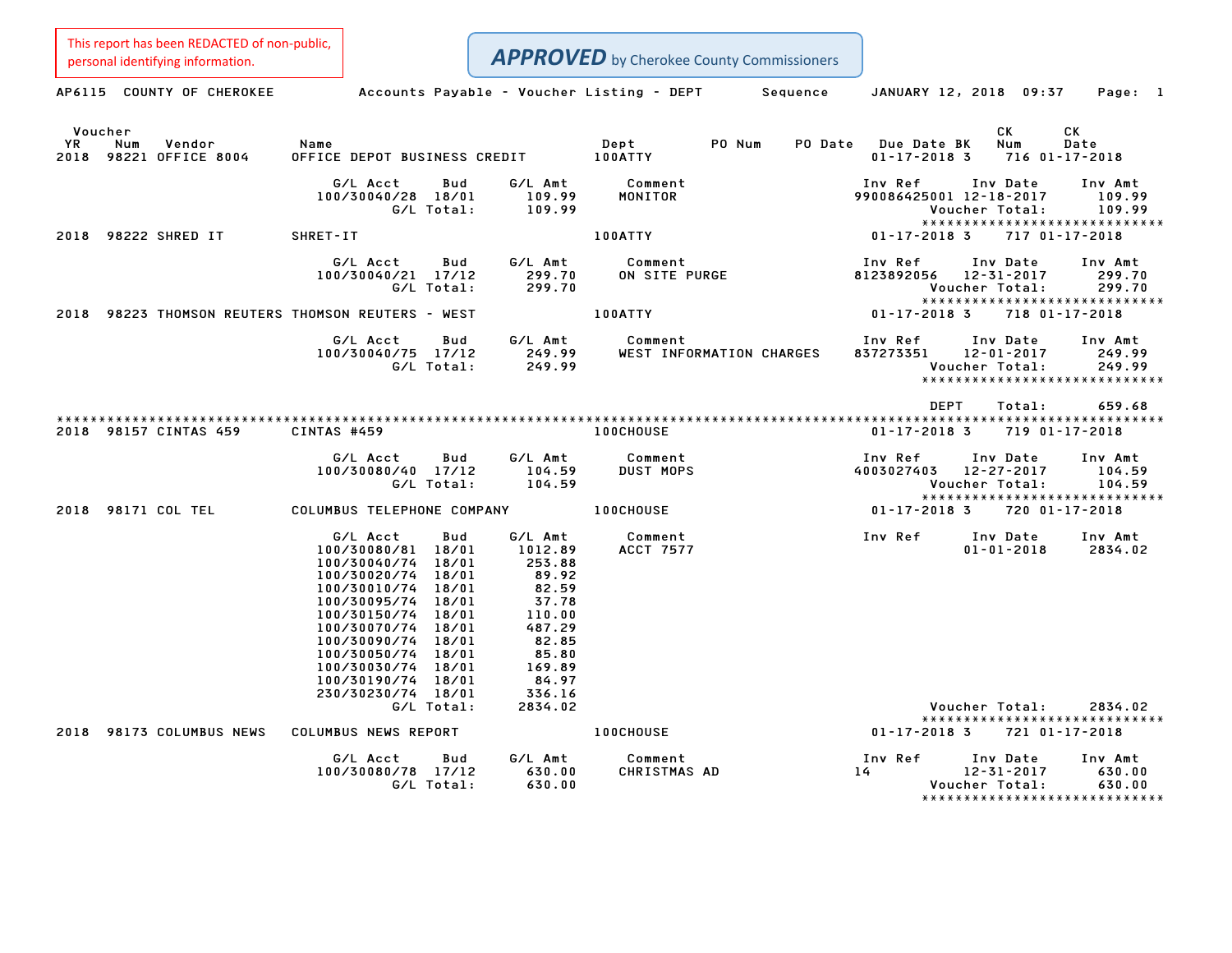This report has been REDACTED of non-public, personal identifying information.

**APPROVED** by Cherokee County Commissioners

AP6115 COUNTY OF CHEROKEE — Accounts Payable - Voucher Listing - DEPT — Sequence — JANUARY 12, 2018 09:37

| Voucher YR | Num | Vendor | Name | Dept | PO Num | PO Date | Due Date | BK | CK Num | CK Date |
|---|---|---|---|---|---|---|---|---|---|---|
| 2018 | 98221 | OFFICE 8004 | OFFICE DEPOT BUSINESS CREDIT | 100ATTY | | | 01-17-2018 | 3 | 716 | 01-17-2018 |

| G/L Acct | Bud | G/L Amt | Comment | Inv Ref | Inv Date | Inv Amt |
|---|---|---|---|---|---|---|
| 100/30040/28 | 18/01 | 109.99 | MONITOR | 990086425001 | 12-18-2017 | 109.99 |
| | G/L Total: | 109.99 | | | Voucher Total: | 109.99 |

| Voucher YR | Num | Vendor | Name | Dept | PO Num | PO Date | Due Date | BK | CK Num | CK Date |
|---|---|---|---|---|---|---|---|---|---|---|
| 2018 | 98222 | SHRED IT | SHRET-IT | 100ATTY | | | 01-17-2018 | 3 | 717 | 01-17-2018 |

| G/L Acct | Bud | G/L Amt | Comment | Inv Ref | Inv Date | Inv Amt |
|---|---|---|---|---|---|---|
| 100/30040/21 | 17/12 | 299.70 | ON SITE PURGE | 8123892056 | 12-31-2017 | 299.70 |
| | G/L Total: | 299.70 | | | Voucher Total: | 299.70 |

| Voucher YR | Num | Vendor | Name | Dept | PO Num | PO Date | Due Date | BK | CK Num | CK Date |
|---|---|---|---|---|---|---|---|---|---|---|
| 2018 | 98223 | THOMSON REUTERS | THOMSON REUTERS - WEST | 100ATTY | | | 01-17-2018 | 3 | 718 | 01-17-2018 |

| G/L Acct | Bud | G/L Amt | Comment | Inv Ref | Inv Date | Inv Amt |
|---|---|---|---|---|---|---|
| 100/30040/75 | 17/12 | 249.99 | WEST INFORMATION CHARGES | 837273351 | 12-01-2017 | 249.99 |
| | G/L Total: | 249.99 | | | Voucher Total: | 249.99 |

DEPT Total: 659.68

| Voucher YR | Num | Vendor | Name | Dept | PO Num | PO Date | Due Date | BK | CK Num | CK Date |
|---|---|---|---|---|---|---|---|---|---|---|
| 2018 | 98157 | CINTAS 459 | CINTAS #459 | 100CHOUSE | | | 01-17-2018 | 3 | 719 | 01-17-2018 |

| G/L Acct | Bud | G/L Amt | Comment | Inv Ref | Inv Date | Inv Amt |
|---|---|---|---|---|---|---|
| 100/30080/40 | 17/12 | 104.59 | DUST MOPS | 4003027403 | 12-27-2017 | 104.59 |
| | G/L Total: | 104.59 | | | Voucher Total: | 104.59 |

| Voucher YR | Num | Vendor | Name | Dept | PO Num | PO Date | Due Date | BK | CK Num | CK Date |
|---|---|---|---|---|---|---|---|---|---|---|
| 2018 | 98171 | COL TEL | COLUMBUS TELEPHONE COMPANY | 100CHOUSE | | | 01-17-2018 | 3 | 720 | 01-17-2018 |

| G/L Acct | Bud | G/L Amt | Comment | Inv Ref | Inv Date | Inv Amt |
|---|---|---|---|---|---|---|
| 100/30080/81 | 18/01 | 1012.89 | ACCT 7577 | | 01-01-2018 | 2834.02 |
| 100/30040/74 | 18/01 | 253.88 | | | | |
| 100/30020/74 | 18/01 | 89.92 | | | | |
| 100/30010/74 | 18/01 | 82.59 | | | | |
| 100/30095/74 | 18/01 | 37.78 | | | | |
| 100/30150/74 | 18/01 | 110.00 | | | | |
| 100/30070/74 | 18/01 | 487.29 | | | | |
| 100/30090/74 | 18/01 | 82.85 | | | | |
| 100/30050/74 | 18/01 | 85.80 | | | | |
| 100/30030/74 | 18/01 | 169.89 | | | | |
| 100/30190/74 | 18/01 | 84.97 | | | | |
| 230/30230/74 | 18/01 | 336.16 | | | | |
| | G/L Total: | 2834.02 | | | Voucher Total: | 2834.02 |

| Voucher YR | Num | Vendor | Name | Dept | PO Num | PO Date | Due Date | BK | CK Num | CK Date |
|---|---|---|---|---|---|---|---|---|---|---|
| 2018 | 98173 | COLUMBUS NEWS | COLUMBUS NEWS REPORT | 100CHOUSE | | | 01-17-2018 | 3 | 721 | 01-17-2018 |

| G/L Acct | Bud | G/L Amt | Comment | Inv Ref | Inv Date | Inv Amt |
|---|---|---|---|---|---|---|
| 100/30080/78 | 17/12 | 630.00 | CHRISTMAS AD | 14 | 12-31-2017 | 630.00 |
| | G/L Total: | 630.00 | | | Voucher Total: | 630.00 |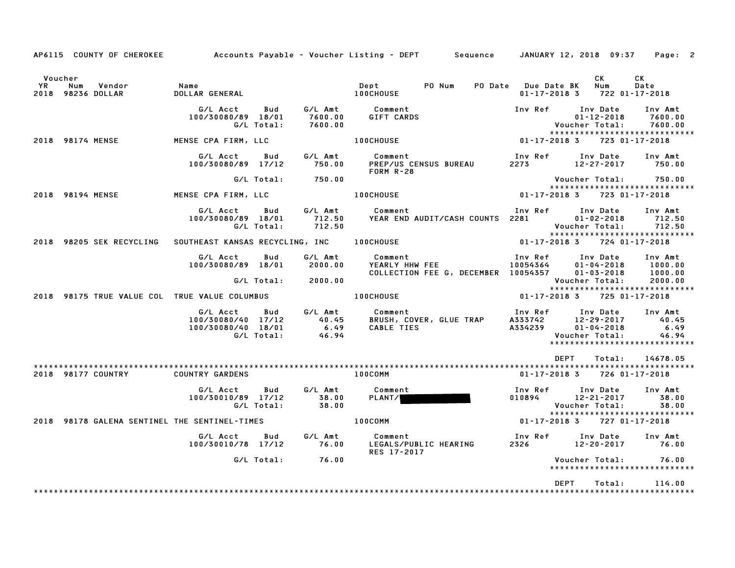AP6115 COUNTY OF CHEROKEE — Accounts Payable - Voucher Listing - DEPT — Sequence — JANUARY 12, 2018 09:37

| Voucher YR | Num | Vendor | Name | Dept | PO Num | PO Date | Due Date | BK | CK Num | CK Date |
|---|---|---|---|---|---|---|---|---|---|---|
| 2018 | 98236 | DOLLAR | DOLLAR GENERAL | 100CHOUSE | | | 01-17-2018 | 3 | 722 | 01-17-2018 |

| G/L Acct | Bud | G/L Amt | Comment | Inv Ref | Inv Date | Inv Amt |
|---|---|---|---|---|---|---|
| 100/30080/89 | 18/01 | 7600.00 | GIFT CARDS | | 01-12-2018 | 7600.00 |
| | G/L Total: | 7600.00 | | | Voucher Total: | 7600.00 |

| Voucher YR | Num | Vendor | Name | Dept | PO Num | PO Date | Due Date | BK | CK Num | CK Date |
|---|---|---|---|---|---|---|---|---|---|---|
| 2018 | 98174 | MENSE | MENSE CPA FIRM, LLC | 100CHOUSE | | | 01-17-2018 | 3 | 723 | 01-17-2018 |

| G/L Acct | Bud | G/L Amt | Comment | Inv Ref | Inv Date | Inv Amt |
|---|---|---|---|---|---|---|
| 100/30080/89 | 17/12 | 750.00 | PREP/US CENSUS BUREAU FORM R-28 | 2273 | 12-27-2017 | 750.00 |
| | G/L Total: | 750.00 | | | Voucher Total: | 750.00 |

| Voucher YR | Num | Vendor | Name | Dept | PO Num | PO Date | Due Date | BK | CK Num | CK Date |
|---|---|---|---|---|---|---|---|---|---|---|
| 2018 | 98194 | MENSE | MENSE CPA FIRM, LLC | 100CHOUSE | | | 01-17-2018 | 3 | 723 | 01-17-2018 |

| G/L Acct | Bud | G/L Amt | Comment | Inv Ref | Inv Date | Inv Amt |
|---|---|---|---|---|---|---|
| 100/30080/89 | 18/01 | 712.50 | YEAR END AUDIT/CASH COUNTS | 2281 | 01-02-2018 | 712.50 |
| | G/L Total: | 712.50 | | | Voucher Total: | 712.50 |

| Voucher YR | Num | Vendor | Name | Dept | PO Num | PO Date | Due Date | BK | CK Num | CK Date |
|---|---|---|---|---|---|---|---|---|---|---|
| 2018 | 98205 | SEK RECYCLING | SOUTHEAST KANSAS RECYCLING, INC | 100CHOUSE | | | 01-17-2018 | 3 | 724 | 01-17-2018 |

| G/L Acct | Bud | G/L Amt | Comment | Inv Ref | Inv Date | Inv Amt |
|---|---|---|---|---|---|---|
| 100/30080/89 | 18/01 | 2000.00 | YEARLY HHW FEE | 10054364 | 01-04-2018 | 1000.00 |
| | | | COLLECTION FEE G, DECEMBER | 10054357 | 01-03-2018 | 1000.00 |
| | G/L Total: | 2000.00 | | | Voucher Total: | 2000.00 |

| Voucher YR | Num | Vendor | Name | Dept | PO Num | PO Date | Due Date | BK | CK Num | CK Date |
|---|---|---|---|---|---|---|---|---|---|---|
| 2018 | 98175 | TRUE VALUE COL | TRUE VALUE COLUMBUS | 100CHOUSE | | | 01-17-2018 | 3 | 725 | 01-17-2018 |

| G/L Acct | Bud | G/L Amt | Comment | Inv Ref | Inv Date | Inv Amt |
|---|---|---|---|---|---|---|
| 100/30080/40 | 17/12 | 40.45 | BRUSH, COVER, GLUE TRAP | A333742 | 12-29-2017 | 40.45 |
| 100/30080/40 | 18/01 | 6.49 | CABLE TIES | A334239 | 01-04-2018 | 6.49 |
| | G/L Total: | 46.94 | | | Voucher Total: | 46.94 |

DEPT Total: 14678.05

| Voucher YR | Num | Vendor | Name | Dept | PO Num | PO Date | Due Date | BK | CK Num | CK Date |
|---|---|---|---|---|---|---|---|---|---|---|
| 2018 | 98177 | COUNTRY | COUNTRY GARDENS | 100COMM | | | 01-17-2018 | 3 | 726 | 01-17-2018 |

| G/L Acct | Bud | G/L Amt | Comment | Inv Ref | Inv Date | Inv Amt |
|---|---|---|---|---|---|---|
| 100/30010/89 | 17/12 | 38.00 | PLANT/[REDACTED] | 010894 | 12-21-2017 | 38.00 |
| | G/L Total: | 38.00 | | | Voucher Total: | 38.00 |

| Voucher YR | Num | Vendor | Name | Dept | PO Num | PO Date | Due Date | BK | CK Num | CK Date |
|---|---|---|---|---|---|---|---|---|---|---|
| 2018 | 98178 | GALENA SENTINEL | THE SENTINEL-TIMES | 100COMM | | | 01-17-2018 | 3 | 727 | 01-17-2018 |

| G/L Acct | Bud | G/L Amt | Comment | Inv Ref | Inv Date | Inv Amt |
|---|---|---|---|---|---|---|
| 100/30010/78 | 17/12 | 76.00 | LEGALS/PUBLIC HEARING RES 17-2017 | 2326 | 12-20-2017 | 76.00 |
| | G/L Total: | 76.00 | | | Voucher Total: | 76.00 |

DEPT Total: 114.00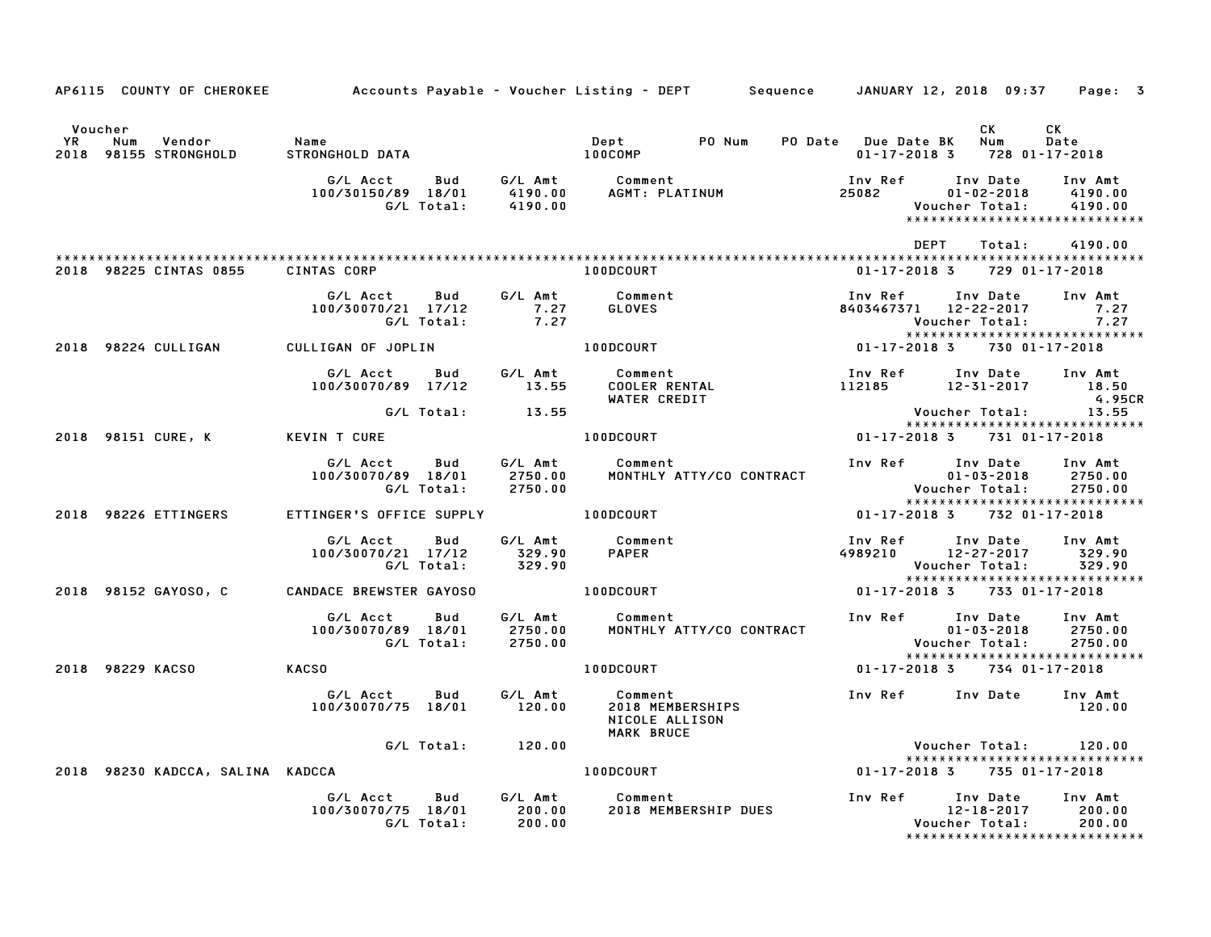AP6115 COUNTY OF CHEROKEE — Accounts Payable - Voucher Listing - DEPT — Sequence — JANUARY 12, 2018 09:37

| Voucher YR | Num | Vendor | Name | Dept | PO Num | PO Date | Due Date | BK | CK Num | CK Date |
|---|---|---|---|---|---|---|---|---|---|---|
| 2018 | 98155 | STRONGHOLD | STRONGHOLD DATA | 100COMP | | | 01-17-2018 | 3 | 728 | 01-17-2018 |

| G/L Acct | Bud | G/L Amt | Comment | Inv Ref | Inv Date | Inv Amt |
|---|---|---|---|---|---|---|
| 100/30150/89 | 18/01 | 4190.00 | AGMT: PLATINUM | 25082 | 01-02-2018 | 4190.00 |
| | G/L Total: | 4190.00 | | | Voucher Total: | 4190.00 |

DEPT Total: 4190.00

| Voucher YR | Num | Vendor | Name | Dept | PO Num | PO Date | Due Date | BK | CK Num | CK Date |
|---|---|---|---|---|---|---|---|---|---|---|
| 2018 | 98225 | CINTAS 0855 | CINTAS CORP | 100DCOURT | | | 01-17-2018 | 3 | 729 | 01-17-2018 |

| G/L Acct | Bud | G/L Amt | Comment | Inv Ref | Inv Date | Inv Amt |
|---|---|---|---|---|---|---|
| 100/30070/21 | 17/12 | 7.27 | GLOVES | 8403467371 | 12-22-2017 | 7.27 |
| | G/L Total: | 7.27 | | | Voucher Total: | 7.27 |

| Voucher YR | Num | Vendor | Name | Dept | PO Num | PO Date | Due Date | BK | CK Num | CK Date |
|---|---|---|---|---|---|---|---|---|---|---|
| 2018 | 98224 | CULLIGAN | CULLIGAN OF JOPLIN | 100DCOURT | | | 01-17-2018 | 3 | 730 | 01-17-2018 |

| G/L Acct | Bud | G/L Amt | Comment | Inv Ref | Inv Date | Inv Amt |
|---|---|---|---|---|---|---|
| 100/30070/89 | 17/12 | 13.55 | COOLER RENTAL | 112185 | 12-31-2017 | 18.50 |
| | | | WATER CREDIT | | | 4.95CR |
| | G/L Total: | 13.55 | | | Voucher Total: | 13.55 |

| Voucher YR | Num | Vendor | Name | Dept | PO Num | PO Date | Due Date | BK | CK Num | CK Date |
|---|---|---|---|---|---|---|---|---|---|---|
| 2018 | 98151 | CURE, K | KEVIN T CURE | 100DCOURT | | | 01-17-2018 | 3 | 731 | 01-17-2018 |

| G/L Acct | Bud | G/L Amt | Comment | Inv Ref | Inv Date | Inv Amt |
|---|---|---|---|---|---|---|
| 100/30070/89 | 18/01 | 2750.00 | MONTHLY ATTY/CO CONTRACT | | 01-03-2018 | 2750.00 |
| | G/L Total: | 2750.00 | | | Voucher Total: | 2750.00 |

| Voucher YR | Num | Vendor | Name | Dept | PO Num | PO Date | Due Date | BK | CK Num | CK Date |
|---|---|---|---|---|---|---|---|---|---|---|
| 2018 | 98226 | ETTINGERS | ETTINGER'S OFFICE SUPPLY | 100DCOURT | | | 01-17-2018 | 3 | 732 | 01-17-2018 |

| G/L Acct | Bud | G/L Amt | Comment | Inv Ref | Inv Date | Inv Amt |
|---|---|---|---|---|---|---|
| 100/30070/21 | 17/12 | 329.90 | PAPER | 4989210 | 12-27-2017 | 329.90 |
| | G/L Total: | 329.90 | | | Voucher Total: | 329.90 |

| Voucher YR | Num | Vendor | Name | Dept | PO Num | PO Date | Due Date | BK | CK Num | CK Date |
|---|---|---|---|---|---|---|---|---|---|---|
| 2018 | 98152 | GAYOSO, C | CANDACE BREWSTER GAYOSO | 100DCOURT | | | 01-17-2018 | 3 | 733 | 01-17-2018 |

| G/L Acct | Bud | G/L Amt | Comment | Inv Ref | Inv Date | Inv Amt |
|---|---|---|---|---|---|---|
| 100/30070/89 | 18/01 | 2750.00 | MONTHLY ATTY/CO CONTRACT | | 01-03-2018 | 2750.00 |
| | G/L Total: | 2750.00 | | | Voucher Total: | 2750.00 |

| Voucher YR | Num | Vendor | Name | Dept | PO Num | PO Date | Due Date | BK | CK Num | CK Date |
|---|---|---|---|---|---|---|---|---|---|---|
| 2018 | 98229 | KACSO | KACSO | 100DCOURT | | | 01-17-2018 | 3 | 734 | 01-17-2018 |

| G/L Acct | Bud | G/L Amt | Comment | Inv Ref | Inv Date | Inv Amt |
|---|---|---|---|---|---|---|
| 100/30070/75 | 18/01 | 120.00 | 2018 MEMBERSHIPS | | | 120.00 |
| | | | NICOLE ALLISON | | | |
| | | | MARK BRUCE | | | |
| | G/L Total: | 120.00 | | | Voucher Total: | 120.00 |

| Voucher YR | Num | Vendor | Name | Dept | PO Num | PO Date | Due Date | BK | CK Num | CK Date |
|---|---|---|---|---|---|---|---|---|---|---|
| 2018 | 98230 | KADCCA, SALINA | KADCCA | 100DCOURT | | | 01-17-2018 | 3 | 735 | 01-17-2018 |

| G/L Acct | Bud | G/L Amt | Comment | Inv Ref | Inv Date | Inv Amt |
|---|---|---|---|---|---|---|
| 100/30070/75 | 18/01 | 200.00 | 2018 MEMBERSHIP DUES | | 12-18-2017 | 200.00 |
| | G/L Total: | 200.00 | | | Voucher Total: | 200.00 |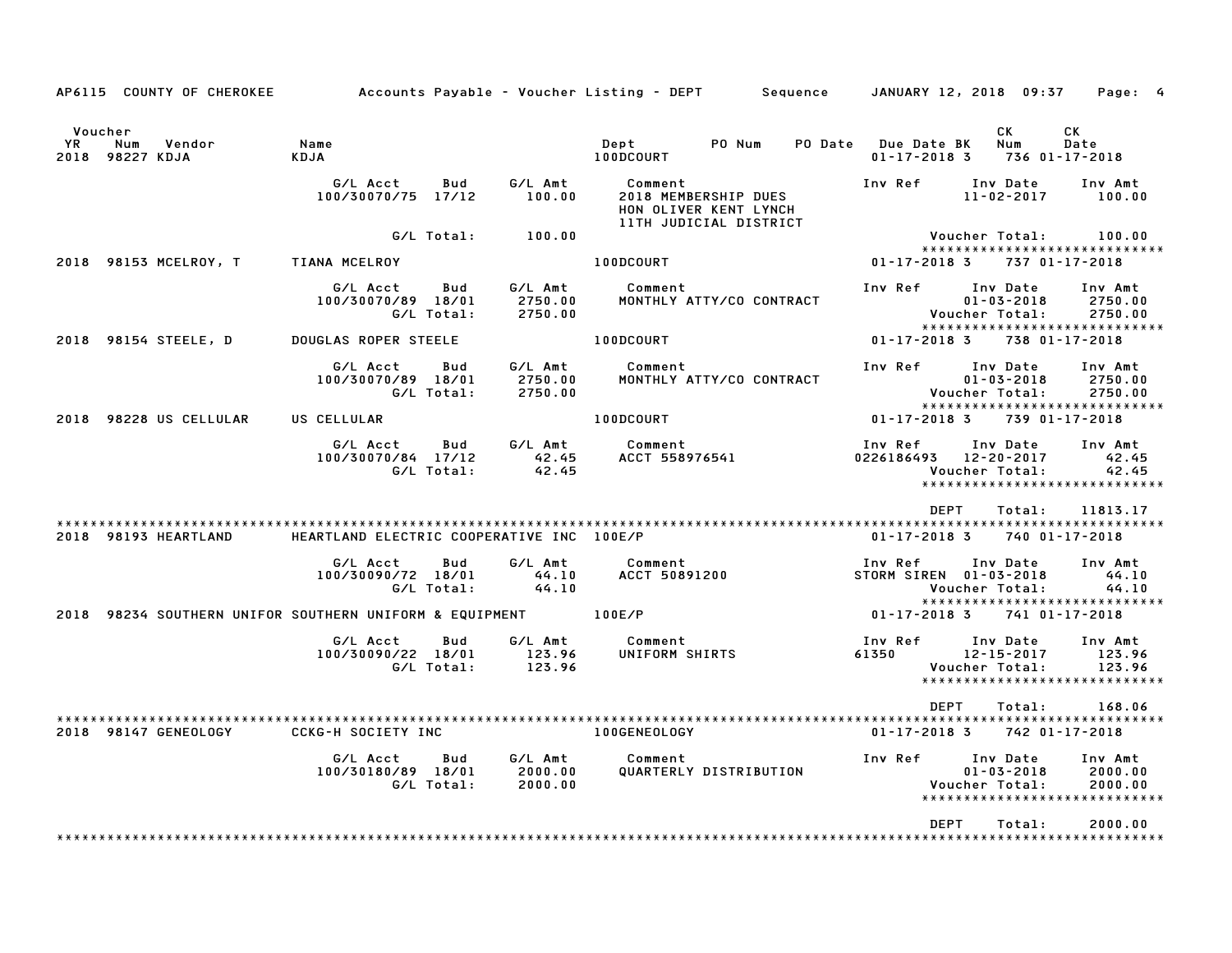AP6115 COUNTY OF CHEROKEE Accounts Payable - Voucher Listing - DEPT Sequence JANUARY 12, 2018 09:37 Page: 4

| Voucher YR | Num | Vendor | Name | Dept | PO Num | PO Date | Due Date | BK | CK Num | CK Date |
|---|---|---|---|---|---|---|---|---|---|---|
| 2018 | 98227 | KDJA | KDJA | 100DCOURT | | | 01-17-2018 | 3 | 736 | 01-17-2018 |

| G/L Acct | Bud | G/L Amt | Comment | Inv Ref | Inv Date | Inv Amt |
|---|---|---|---|---|---|---|
| 100/30070/75 | 17/12 | 100.00 | 2018 MEMBERSHIP DUES HON OLIVER KENT LYNCH 11TH JUDICIAL DISTRICT | | 11-02-2017 | 100.00 |
| | G/L Total: | 100.00 | | | Voucher Total: | 100.00 |

*****************************

| Voucher YR | Num | Vendor | Name | Dept | Due Date | BK | CK Num | CK Date |
|---|---|---|---|---|---|---|---|---|
| 2018 | 98153 | MCELROY, T | TIANA MCELROY | 100DCOURT | 01-17-2018 | 3 | 737 | 01-17-2018 |

| G/L Acct | Bud | G/L Amt | Comment | Inv Ref | Inv Date | Inv Amt |
|---|---|---|---|---|---|---|
| 100/30070/89 | 18/01 | 2750.00 | MONTHLY ATTY/CO CONTRACT | | 01-03-2018 | 2750.00 |
| | G/L Total: | 2750.00 | | | Voucher Total: | 2750.00 |

*****************************

| Voucher YR | Num | Vendor | Name | Dept | Due Date | BK | CK Num | CK Date |
|---|---|---|---|---|---|---|---|---|
| 2018 | 98154 | STEELE, D | DOUGLAS ROPER STEELE | 100DCOURT | 01-17-2018 | 3 | 738 | 01-17-2018 |

| G/L Acct | Bud | G/L Amt | Comment | Inv Ref | Inv Date | Inv Amt |
|---|---|---|---|---|---|---|
| 100/30070/89 | 18/01 | 2750.00 | MONTHLY ATTY/CO CONTRACT | | 01-03-2018 | 2750.00 |
| | G/L Total: | 2750.00 | | | Voucher Total: | 2750.00 |

*****************************

| Voucher YR | Num | Vendor | Name | Dept | Due Date | BK | CK Num | CK Date |
|---|---|---|---|---|---|---|---|---|
| 2018 | 98228 | US CELLULAR | US CELLULAR | 100DCOURT | 01-17-2018 | 3 | 739 | 01-17-2018 |

| G/L Acct | Bud | G/L Amt | Comment | Inv Ref | Inv Date | Inv Amt |
|---|---|---|---|---|---|---|
| 100/30070/84 | 17/12 | 42.45 | ACCT 558976541 | 0226186493 | 12-20-2017 | 42.45 |
| | G/L Total: | 42.45 | | | Voucher Total: | 42.45 |

*****************************

DEPT Total: 11813.17

*****************************

| Voucher YR | Num | Vendor | Name | Dept | Due Date | BK | CK Num | CK Date |
|---|---|---|---|---|---|---|---|---|
| 2018 | 98193 | HEARTLAND | HEARTLAND ELECTRIC COOPERATIVE INC | 100E/P | 01-17-2018 | 3 | 740 | 01-17-2018 |

| G/L Acct | Bud | G/L Amt | Comment | Inv Ref | Inv Date | Inv Amt |
|---|---|---|---|---|---|---|
| 100/30090/72 | 18/01 | 44.10 | ACCT 50891200 | STORM SIREN | 01-03-2018 | 44.10 |
| | G/L Total: | 44.10 | | | Voucher Total: | 44.10 |

*****************************

| Voucher YR | Num | Vendor | Name | Dept | Due Date | BK | CK Num | CK Date |
|---|---|---|---|---|---|---|---|---|
| 2018 | 98234 | SOUTHERN UNIFOR | SOUTHERN UNIFORM & EQUIPMENT | 100E/P | 01-17-2018 | 3 | 741 | 01-17-2018 |

| G/L Acct | Bud | G/L Amt | Comment | Inv Ref | Inv Date | Inv Amt |
|---|---|---|---|---|---|---|
| 100/30090/22 | 18/01 | 123.96 | UNIFORM SHIRTS | 61350 | 12-15-2017 | 123.96 |
| | G/L Total: | 123.96 | | | Voucher Total: | 123.96 |

*****************************

DEPT Total: 168.06

*****************************

| Voucher YR | Num | Vendor | Name | Dept | Due Date | BK | CK Num | CK Date |
|---|---|---|---|---|---|---|---|---|
| 2018 | 98147 | GENEOLOGY | CCKG-H SOCIETY INC | 100GENEOLOGY | 01-17-2018 | 3 | 742 | 01-17-2018 |

| G/L Acct | Bud | G/L Amt | Comment | Inv Ref | Inv Date | Inv Amt |
|---|---|---|---|---|---|---|
| 100/30180/89 | 18/01 | 2000.00 | QUARTERLY DISTRIBUTION | | 01-03-2018 | 2000.00 |
| | G/L Total: | 2000.00 | | | Voucher Total: | 2000.00 |

*****************************

DEPT Total: 2000.00

*****************************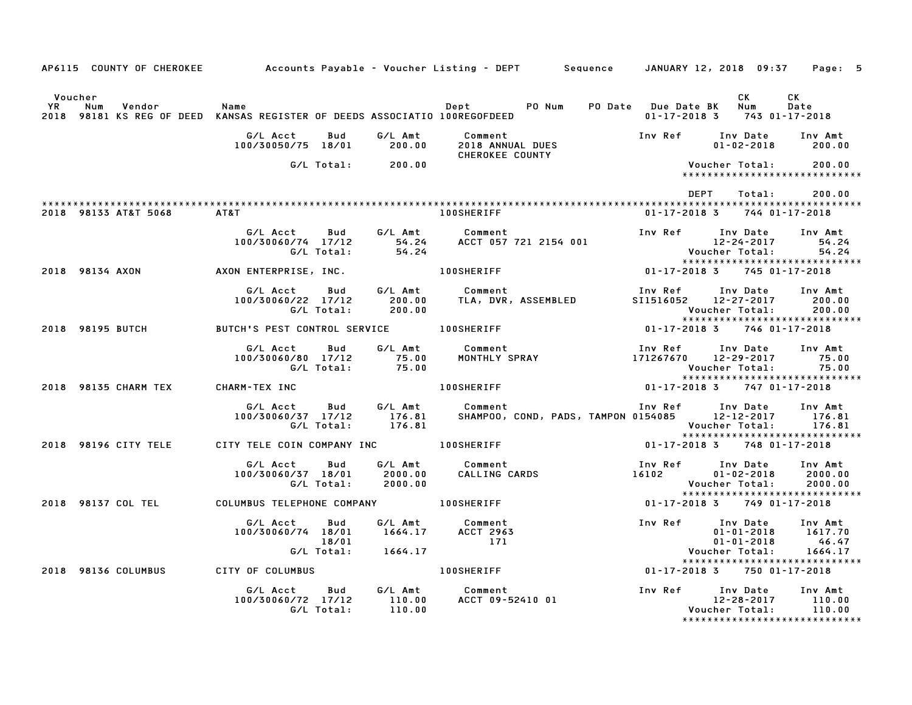AP6115 COUNTY OF CHEROKEE Accounts Payable - Voucher Listing - DEPT Sequence JANUARY 12, 2018 09:37

| Voucher YR | Num | Vendor | Name | Dept | PO Num | PO Date | Due Date BK | CK Num | CK Date |
|---|---|---|---|---|---|---|---|---|---|
| 2018 | 98181 | KS REG OF DEED | KANSAS REGISTER OF DEEDS ASSOCIATIO | 100REGOFDEED | | | 01-17-2018 3 | 743 | 01-17-2018 |

| G/L Acct | Bud | G/L Amt | Comment | Inv Ref | Inv Date | Inv Amt |
|---|---|---|---|---|---|---|
| 100/30050/75 | 18/01 | 200.00 | 2018 ANNUAL DUES CHEROKEE COUNTY | | 01-02-2018 | 200.00 |
| | G/L Total: | 200.00 | | | Voucher Total: | 200.00 |

DEPT Total: 200.00

| Voucher YR | Num | Vendor | Name | Dept | Due Date BK | CK Num | CK Date |
|---|---|---|---|---|---|---|---|
| 2018 | 98133 | AT&T 5068 | AT&T | 100SHERIFF | 01-17-2018 3 | 744 | 01-17-2018 |

| G/L Acct | Bud | G/L Amt | Comment | Inv Ref | Inv Date | Inv Amt |
|---|---|---|---|---|---|---|
| 100/30060/74 | 17/12 | 54.24 | ACCT 057 721 2154 001 | | 12-24-2017 | 54.24 |
| | G/L Total: | 54.24 | | | Voucher Total: | 54.24 |

| Voucher YR | Num | Vendor | Name | Dept | Due Date BK | CK Num | CK Date |
|---|---|---|---|---|---|---|---|
| 2018 | 98134 | AXON | AXON ENTERPRISE, INC. | 100SHERIFF | 01-17-2018 3 | 745 | 01-17-2018 |

| G/L Acct | Bud | G/L Amt | Comment | Inv Ref | Inv Date | Inv Amt |
|---|---|---|---|---|---|---|
| 100/30060/22 | 17/12 | 200.00 | TLA, DVR, ASSEMBLED | SI1516052 | 12-27-2017 | 200.00 |
| | G/L Total: | 200.00 | | | Voucher Total: | 200.00 |

| Voucher YR | Num | Vendor | Name | Dept | Due Date BK | CK Num | CK Date |
|---|---|---|---|---|---|---|---|
| 2018 | 98195 | BUTCH | BUTCH'S PEST CONTROL SERVICE | 100SHERIFF | 01-17-2018 3 | 746 | 01-17-2018 |

| G/L Acct | Bud | G/L Amt | Comment | Inv Ref | Inv Date | Inv Amt |
|---|---|---|---|---|---|---|
| 100/30060/80 | 17/12 | 75.00 | MONTHLY SPRAY | 171267670 | 12-29-2017 | 75.00 |
| | G/L Total: | 75.00 | | | Voucher Total: | 75.00 |

| Voucher YR | Num | Vendor | Name | Dept | Due Date BK | CK Num | CK Date |
|---|---|---|---|---|---|---|---|
| 2018 | 98135 | CHARM TEX | CHARM-TEX INC | 100SHERIFF | 01-17-2018 3 | 747 | 01-17-2018 |

| G/L Acct | Bud | G/L Amt | Comment | Inv Ref | Inv Date | Inv Amt |
|---|---|---|---|---|---|---|
| 100/30060/37 | 17/12 | 176.81 | SHAMPOO, COND, PADS, TAMPON | 0154085 | 12-12-2017 | 176.81 |
| | G/L Total: | 176.81 | | | Voucher Total: | 176.81 |

| Voucher YR | Num | Vendor | Name | Dept | Due Date BK | CK Num | CK Date |
|---|---|---|---|---|---|---|---|
| 2018 | 98196 | CITY TELE | CITY TELE COIN COMPANY INC | 100SHERIFF | 01-17-2018 3 | 748 | 01-17-2018 |

| G/L Acct | Bud | G/L Amt | Comment | Inv Ref | Inv Date | Inv Amt |
|---|---|---|---|---|---|---|
| 100/30060/37 | 18/01 | 2000.00 | CALLING CARDS | 16102 | 01-02-2018 | 2000.00 |
| | G/L Total: | 2000.00 | | | Voucher Total: | 2000.00 |

| Voucher YR | Num | Vendor | Name | Dept | Due Date BK | CK Num | CK Date |
|---|---|---|---|---|---|---|---|
| 2018 | 98137 | COL TEL | COLUMBUS TELEPHONE COMPANY | 100SHERIFF | 01-17-2018 3 | 749 | 01-17-2018 |

| G/L Acct | Bud | G/L Amt | Comment | Inv Ref | Inv Date | Inv Amt |
|---|---|---|---|---|---|---|
| 100/30060/74 | 18/01 | 1664.17 | ACCT 2963 | | 01-01-2018 | 1617.70 |
| | 18/01 | | 171 | | 01-01-2018 | 46.47 |
| | G/L Total: | 1664.17 | | | Voucher Total: | 1664.17 |

| Voucher YR | Num | Vendor | Name | Dept | Due Date BK | CK Num | CK Date |
|---|---|---|---|---|---|---|---|
| 2018 | 98136 | COLUMBUS | CITY OF COLUMBUS | 100SHERIFF | 01-17-2018 3 | 750 | 01-17-2018 |

| G/L Acct | Bud | G/L Amt | Comment | Inv Ref | Inv Date | Inv Amt |
|---|---|---|---|---|---|---|
| 100/30060/72 | 17/12 | 110.00 | ACCT 09-52410 01 | | 12-28-2017 | 110.00 |
| | G/L Total: | 110.00 | | | Voucher Total: | 110.00 |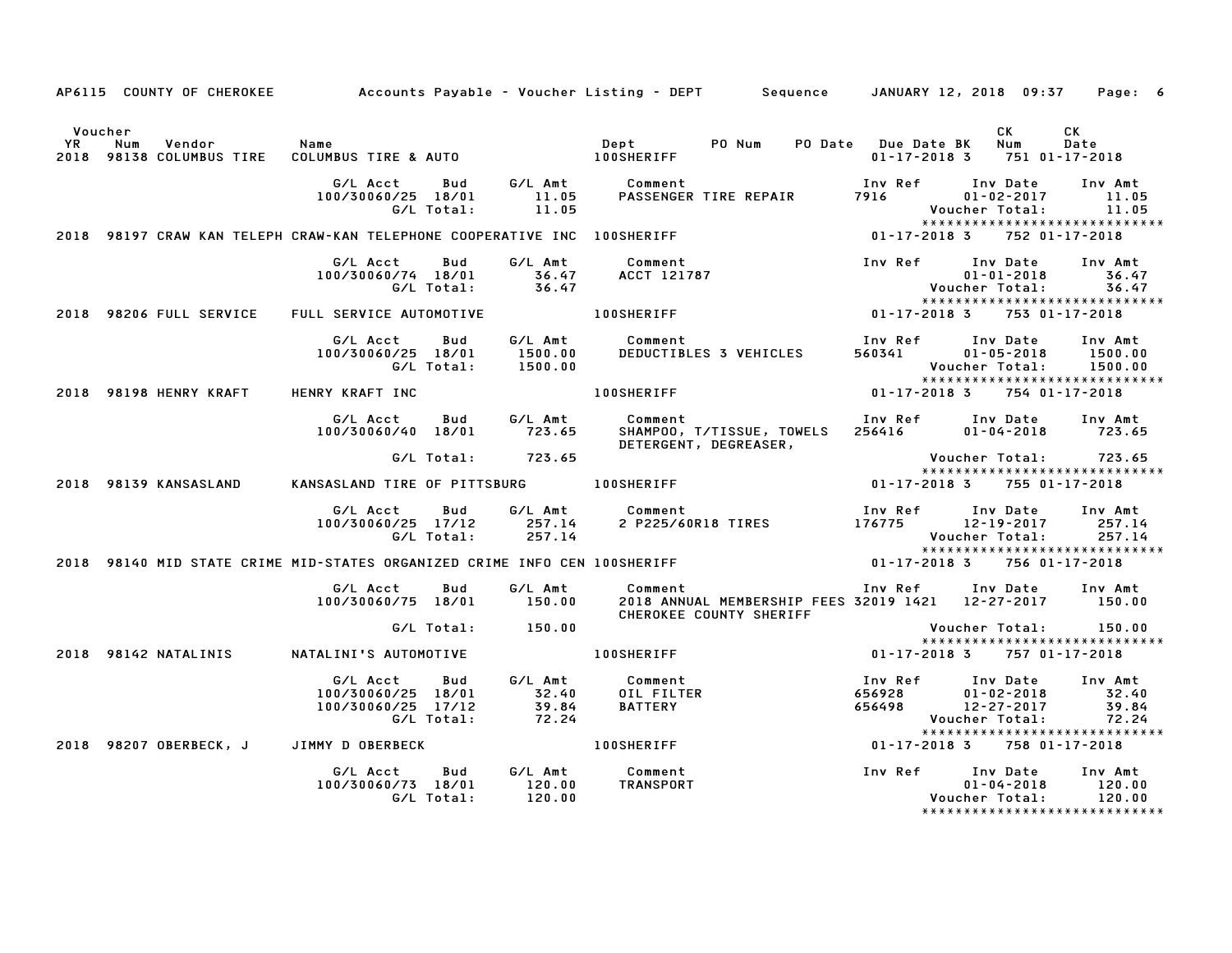AP6115 COUNTY OF CHEROKEE — Accounts Payable - Voucher Listing - DEPT — Sequence — JANUARY 12, 2018 09:37 — Page: 6

| Voucher YR | Num | Vendor | Name | Dept | PO Num | PO Date | Due Date | BK | CK Num | CK Date |
|---|---|---|---|---|---|---|---|---|---|---|
| 2018 | 98138 | COLUMBUS TIRE | COLUMBUS TIRE & AUTO | 100SHERIFF | | | 01-17-2018 | 3 | 751 | 01-17-2018 |

| G/L Acct | Bud | G/L Amt | Comment | Inv Ref | Inv Date | Inv Amt |
|---|---|---|---|---|---|---|
| 100/30060/25 | 18/01 | 11.05 | PASSENGER TIRE REPAIR | 7916 | 01-02-2017 | 11.05 |
| | G/L Total: | 11.05 | | | Voucher Total: | 11.05 |

****************************

| Voucher YR | Num | Vendor | Name | Dept | PO Num | PO Date | Due Date | BK | CK Num | CK Date |
|---|---|---|---|---|---|---|---|---|---|---|
| 2018 | 98197 | CRAW KAN TELEPH | CRAW-KAN TELEPHONE COOPERATIVE INC | 100SHERIFF | | | 01-17-2018 | 3 | 752 | 01-17-2018 |

| G/L Acct | Bud | G/L Amt | Comment | Inv Ref | Inv Date | Inv Amt |
|---|---|---|---|---|---|---|
| 100/30060/74 | 18/01 | 36.47 | ACCT 121787 | | 01-01-2018 | 36.47 |
| | G/L Total: | 36.47 | | | Voucher Total: | 36.47 |

****************************

| Voucher YR | Num | Vendor | Name | Dept | PO Num | PO Date | Due Date | BK | CK Num | CK Date |
|---|---|---|---|---|---|---|---|---|---|---|
| 2018 | 98206 | FULL SERVICE | FULL SERVICE AUTOMOTIVE | 100SHERIFF | | | 01-17-2018 | 3 | 753 | 01-17-2018 |

| G/L Acct | Bud | G/L Amt | Comment | Inv Ref | Inv Date | Inv Amt |
|---|---|---|---|---|---|---|
| 100/30060/25 | 18/01 | 1500.00 | DEDUCTIBLES 3 VEHICLES | 560341 | 01-05-2018 | 1500.00 |
| | G/L Total: | 1500.00 | | | Voucher Total: | 1500.00 |

****************************

| Voucher YR | Num | Vendor | Name | Dept | PO Num | PO Date | Due Date | BK | CK Num | CK Date |
|---|---|---|---|---|---|---|---|---|---|---|
| 2018 | 98198 | HENRY KRAFT | HENRY KRAFT INC | 100SHERIFF | | | 01-17-2018 | 3 | 754 | 01-17-2018 |

| G/L Acct | Bud | G/L Amt | Comment | Inv Ref | Inv Date | Inv Amt |
|---|---|---|---|---|---|---|
| 100/30060/40 | 18/01 | 723.65 | SHAMPOO, T/TISSUE, TOWELS DETERGENT, DEGREASER, | 256416 | 01-04-2018 | 723.65 |
| | G/L Total: | 723.65 | | | Voucher Total: | 723.65 |

****************************

| Voucher YR | Num | Vendor | Name | Dept | PO Num | PO Date | Due Date | BK | CK Num | CK Date |
|---|---|---|---|---|---|---|---|---|---|---|
| 2018 | 98139 | KANSASLAND | KANSASLAND TIRE OF PITTSBURG | 100SHERIFF | | | 01-17-2018 | 3 | 755 | 01-17-2018 |

| G/L Acct | Bud | G/L Amt | Comment | Inv Ref | Inv Date | Inv Amt |
|---|---|---|---|---|---|---|
| 100/30060/25 | 17/12 | 257.14 | 2 P225/60R18 TIRES | 176775 | 12-19-2017 | 257.14 |
| | G/L Total: | 257.14 | | | Voucher Total: | 257.14 |

****************************

| Voucher YR | Num | Vendor | Name | Dept | PO Num | PO Date | Due Date | BK | CK Num | CK Date |
|---|---|---|---|---|---|---|---|---|---|---|
| 2018 | 98140 | MID STATE CRIME | MID-STATES ORGANIZED CRIME INFO CEN | 100SHERIFF | | | 01-17-2018 | 3 | 756 | 01-17-2018 |

| G/L Acct | Bud | G/L Amt | Comment | Inv Ref | Inv Date | Inv Amt |
|---|---|---|---|---|---|---|
| 100/30060/75 | 18/01 | 150.00 | 2018 ANNUAL MEMBERSHIP FEES CHEROKEE COUNTY SHERIFF | 32019 1421 | 12-27-2017 | 150.00 |
| | G/L Total: | 150.00 | | | Voucher Total: | 150.00 |

****************************

| Voucher YR | Num | Vendor | Name | Dept | PO Num | PO Date | Due Date | BK | CK Num | CK Date |
|---|---|---|---|---|---|---|---|---|---|---|
| 2018 | 98142 | NATALINIS | NATALINI'S AUTOMOTIVE | 100SHERIFF | | | 01-17-2018 | 3 | 757 | 01-17-2018 |

| G/L Acct | Bud | G/L Amt | Comment | Inv Ref | Inv Date | Inv Amt |
|---|---|---|---|---|---|---|
| 100/30060/25 | 18/01 | 32.40 | OIL FILTER | 656928 | 01-02-2018 | 32.40 |
| 100/30060/25 | 17/12 | 39.84 | BATTERY | 656498 | 12-27-2017 | 39.84 |
| | G/L Total: | 72.24 | | | Voucher Total: | 72.24 |

****************************

| Voucher YR | Num | Vendor | Name | Dept | PO Num | PO Date | Due Date | BK | CK Num | CK Date |
|---|---|---|---|---|---|---|---|---|---|---|
| 2018 | 98207 | OBERBECK, J | JIMMY D OBERBECK | 100SHERIFF | | | 01-17-2018 | 3 | 758 | 01-17-2018 |

| G/L Acct | Bud | G/L Amt | Comment | Inv Ref | Inv Date | Inv Amt |
|---|---|---|---|---|---|---|
| 100/30060/73 | 18/01 | 120.00 | TRANSPORT | | 01-04-2018 | 120.00 |
| | G/L Total: | 120.00 | | | Voucher Total: | 120.00 |

****************************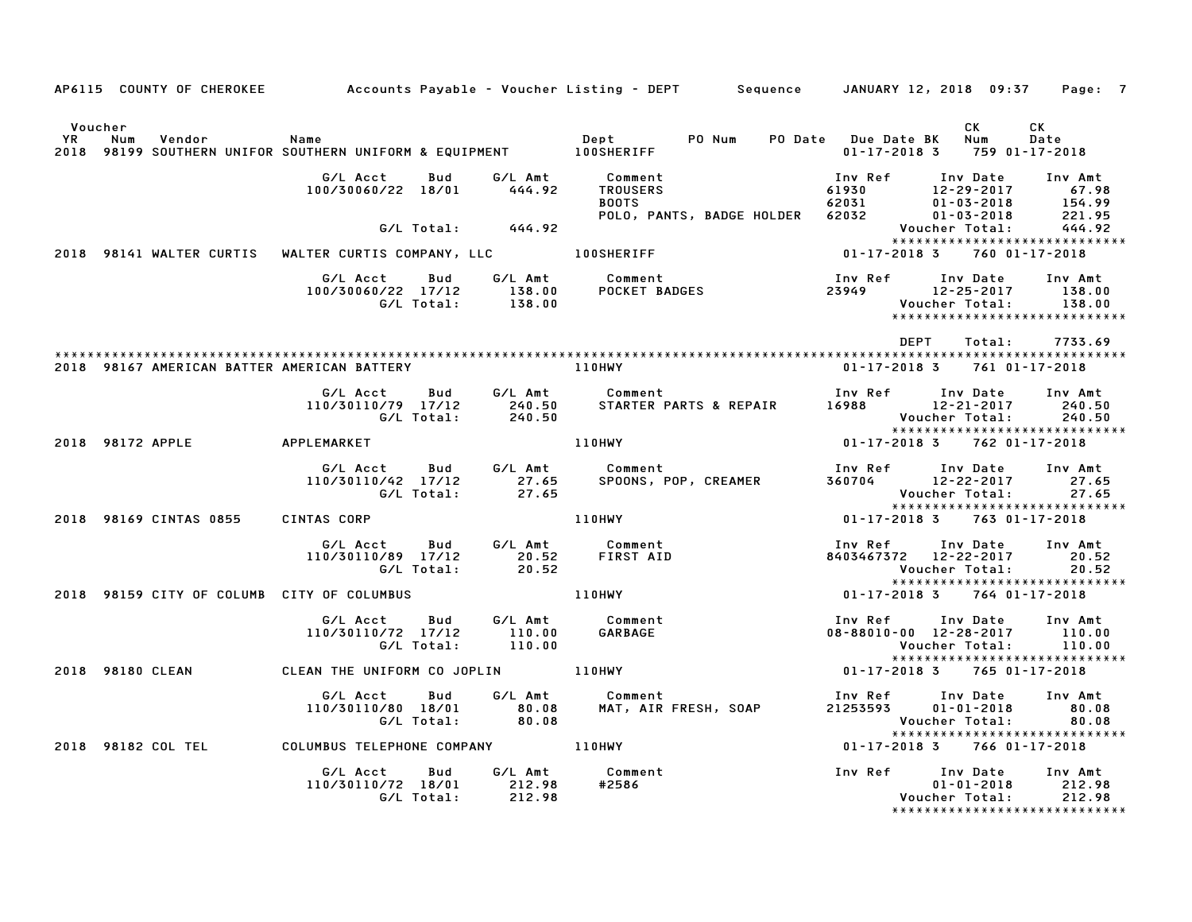AP6115 COUNTY OF CHEROKEE &nbsp;&nbsp;&nbsp; Accounts Payable - Voucher Listing - DEPT &nbsp;&nbsp;&nbsp; Sequence &nbsp;&nbsp;&nbsp; JANUARY 12, 2018 09:37

| Voucher YR | Num | Vendor | Name | Dept | PO Num | PO Date | Due Date | BK | CK Num | CK Date |
|---|---|---|---|---|---|---|---|---|---|---|
| 2018 | 98199 | SOUTHERN UNIFOR | SOUTHERN UNIFORM & EQUIPMENT | 100SHERIFF | | | 01-17-2018 | 3 | 759 | 01-17-2018 |

| G/L Acct | Bud | G/L Amt | Comment | Inv Ref | Inv Date | Inv Amt |
|---|---|---|---|---|---|---|
| 100/30060/22 | 18/01 | 444.92 | TROUSERS | 61930 | 12-29-2017 | 67.98 |
| | | | BOOTS | 62031 | 01-03-2018 | 154.99 |
| | | | POLO, PANTS, BADGE HOLDER | 62032 | 01-03-2018 | 221.95 |
| | G/L Total: | 444.92 | | | Voucher Total: | 444.92 |

| Voucher YR | Num | Vendor | Name | Dept | Due Date | BK | CK Num | CK Date |
|---|---|---|---|---|---|---|---|---|
| 2018 | 98141 | WALTER CURTIS | WALTER CURTIS COMPANY, LLC | 100SHERIFF | 01-17-2018 | 3 | 760 | 01-17-2018 |

| G/L Acct | Bud | G/L Amt | Comment | Inv Ref | Inv Date | Inv Amt |
|---|---|---|---|---|---|---|
| 100/30060/22 | 17/12 | 138.00 | POCKET BADGES | 23949 | 12-25-2017 | 138.00 |
| | G/L Total: | 138.00 | | | Voucher Total: | 138.00 |

DEPT Total: 7733.69

| Voucher YR | Num | Vendor | Name | Dept | Due Date | BK | CK Num | CK Date |
|---|---|---|---|---|---|---|---|---|
| 2018 | 98167 | AMERICAN BATTER | AMERICAN BATTERY | 110HWY | 01-17-2018 | 3 | 761 | 01-17-2018 |

| G/L Acct | Bud | G/L Amt | Comment | Inv Ref | Inv Date | Inv Amt |
|---|---|---|---|---|---|---|
| 110/30110/79 | 17/12 | 240.50 | STARTER PARTS & REPAIR | 16988 | 12-21-2017 | 240.50 |
| | G/L Total: | 240.50 | | | Voucher Total: | 240.50 |

| Voucher YR | Num | Vendor | Name | Dept | Due Date | BK | CK Num | CK Date |
|---|---|---|---|---|---|---|---|---|
| 2018 | 98172 | APPLE | APPLEMARKET | 110HWY | 01-17-2018 | 3 | 762 | 01-17-2018 |

| G/L Acct | Bud | G/L Amt | Comment | Inv Ref | Inv Date | Inv Amt |
|---|---|---|---|---|---|---|
| 110/30110/42 | 17/12 | 27.65 | SPOONS, POP, CREAMER | 360704 | 12-22-2017 | 27.65 |
| | G/L Total: | 27.65 | | | Voucher Total: | 27.65 |

| Voucher YR | Num | Vendor | Name | Dept | Due Date | BK | CK Num | CK Date |
|---|---|---|---|---|---|---|---|---|
| 2018 | 98169 | CINTAS 0855 | CINTAS CORP | 110HWY | 01-17-2018 | 3 | 763 | 01-17-2018 |

| G/L Acct | Bud | G/L Amt | Comment | Inv Ref | Inv Date | Inv Amt |
|---|---|---|---|---|---|---|
| 110/30110/89 | 17/12 | 20.52 | FIRST AID | 8403467372 | 12-22-2017 | 20.52 |
| | G/L Total: | 20.52 | | | Voucher Total: | 20.52 |

| Voucher YR | Num | Vendor | Name | Dept | Due Date | BK | CK Num | CK Date |
|---|---|---|---|---|---|---|---|---|
| 2018 | 98159 | CITY OF COLUMB | CITY OF COLUMBUS | 110HWY | 01-17-2018 | 3 | 764 | 01-17-2018 |

| G/L Acct | Bud | G/L Amt | Comment | Inv Ref | Inv Date | Inv Amt |
|---|---|---|---|---|---|---|
| 110/30110/72 | 17/12 | 110.00 | GARBAGE | 08-88010-00 | 12-28-2017 | 110.00 |
| | G/L Total: | 110.00 | | | Voucher Total: | 110.00 |

| Voucher YR | Num | Vendor | Name | Dept | Due Date | BK | CK Num | CK Date |
|---|---|---|---|---|---|---|---|---|
| 2018 | 98180 | CLEAN | CLEAN THE UNIFORM CO JOPLIN | 110HWY | 01-17-2018 | 3 | 765 | 01-17-2018 |

| G/L Acct | Bud | G/L Amt | Comment | Inv Ref | Inv Date | Inv Amt |
|---|---|---|---|---|---|---|
| 110/30110/80 | 18/01 | 80.08 | MAT, AIR FRESH, SOAP | 21253593 | 01-01-2018 | 80.08 |
| | G/L Total: | 80.08 | | | Voucher Total: | 80.08 |

| Voucher YR | Num | Vendor | Name | Dept | Due Date | BK | CK Num | CK Date |
|---|---|---|---|---|---|---|---|---|
| 2018 | 98182 | COL TEL | COLUMBUS TELEPHONE COMPANY | 110HWY | 01-17-2018 | 3 | 766 | 01-17-2018 |

| G/L Acct | Bud | G/L Amt | Comment | Inv Ref | Inv Date | Inv Amt |
|---|---|---|---|---|---|---|
| 110/30110/72 | 18/01 | 212.98 | #2586 | | 01-01-2018 | 212.98 |
| | G/L Total: | 212.98 | | | Voucher Total: | 212.98 |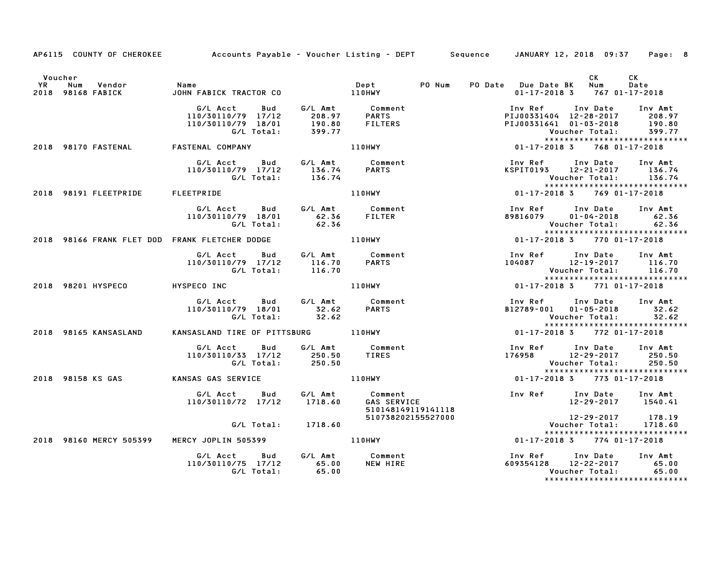AP6115 COUNTY OF CHEROKEE Accounts Payable - Voucher Listing - DEPT Sequence JANUARY 12, 2018 09:37

| Voucher YR | Num | Vendor | Name | Dept | PO Num | PO Date | Due Date BK | CK Num | CK Date |
|---|---|---|---|---|---|---|---|---|---|
| 2018 | 98168 | FABICK | JOHN FABICK TRACTOR CO | 110HWY | | | 01-17-2018 3 | 767 | 01-17-2018 |

| G/L Acct | Bud | G/L Amt | Comment | Inv Ref | Inv Date | Inv Amt |
|---|---|---|---|---|---|---|
| 110/30110/79 | 17/12 | 208.97 | PARTS | PIJ00331404 | 12-28-2017 | 208.97 |
| 110/30110/79 | 18/01 | 190.80 | FILTERS | PIJ00331641 | 01-03-2018 | 190.80 |
| | G/L Total: | 399.77 | | | Voucher Total: | 399.77 |

| Voucher YR | Num | Vendor | Name | Dept | PO Num | PO Date | Due Date BK | CK Num | CK Date |
|---|---|---|---|---|---|---|---|---|---|
| 2018 | 98170 | FASTENAL | FASTENAL COMPANY | 110HWY | | | 01-17-2018 3 | 768 | 01-17-2018 |

| G/L Acct | Bud | G/L Amt | Comment | Inv Ref | Inv Date | Inv Amt |
|---|---|---|---|---|---|---|
| 110/30110/79 | 17/12 | 136.74 | PARTS | KSPIT0193 | 12-21-2017 | 136.74 |
| | G/L Total: | 136.74 | | | Voucher Total: | 136.74 |

| Voucher YR | Num | Vendor | Name | Dept | PO Num | PO Date | Due Date BK | CK Num | CK Date |
|---|---|---|---|---|---|---|---|---|---|
| 2018 | 98191 | FLEETPRIDE | FLEETPRIDE | 110HWY | | | 01-17-2018 3 | 769 | 01-17-2018 |

| G/L Acct | Bud | G/L Amt | Comment | Inv Ref | Inv Date | Inv Amt |
|---|---|---|---|---|---|---|
| 110/30110/79 | 18/01 | 62.36 | FILTER | 89816079 | 01-04-2018 | 62.36 |
| | G/L Total: | 62.36 | | | Voucher Total: | 62.36 |

| Voucher YR | Num | Vendor | Name | Dept | PO Num | PO Date | Due Date BK | CK Num | CK Date |
|---|---|---|---|---|---|---|---|---|---|
| 2018 | 98166 | FRANK FLET DOD | FRANK FLETCHER DODGE | 110HWY | | | 01-17-2018 3 | 770 | 01-17-2018 |

| G/L Acct | Bud | G/L Amt | Comment | Inv Ref | Inv Date | Inv Amt |
|---|---|---|---|---|---|---|
| 110/30110/79 | 17/12 | 116.70 | PARTS | 104087 | 12-19-2017 | 116.70 |
| | G/L Total: | 116.70 | | | Voucher Total: | 116.70 |

| Voucher YR | Num | Vendor | Name | Dept | PO Num | PO Date | Due Date BK | CK Num | CK Date |
|---|---|---|---|---|---|---|---|---|---|
| 2018 | 98201 | HYSPECO | HYSPECO INC | 110HWY | | | 01-17-2018 3 | 771 | 01-17-2018 |

| G/L Acct | Bud | G/L Amt | Comment | Inv Ref | Inv Date | Inv Amt |
|---|---|---|---|---|---|---|
| 110/30110/79 | 18/01 | 32.62 | PARTS | B12789-001 | 01-05-2018 | 32.62 |
| | G/L Total: | 32.62 | | | Voucher Total: | 32.62 |

| Voucher YR | Num | Vendor | Name | Dept | PO Num | PO Date | Due Date BK | CK Num | CK Date |
|---|---|---|---|---|---|---|---|---|---|
| 2018 | 98165 | KANSASLAND | KANSASLAND TIRE OF PITTSBURG | 110HWY | | | 01-17-2018 3 | 772 | 01-17-2018 |

| G/L Acct | Bud | G/L Amt | Comment | Inv Ref | Inv Date | Inv Amt |
|---|---|---|---|---|---|---|
| 110/30110/33 | 17/12 | 250.50 | TIRES | 176958 | 12-29-2017 | 250.50 |
| | G/L Total: | 250.50 | | | Voucher Total: | 250.50 |

| Voucher YR | Num | Vendor | Name | Dept | PO Num | PO Date | Due Date BK | CK Num | CK Date |
|---|---|---|---|---|---|---|---|---|---|
| 2018 | 98158 | KS GAS | KANSAS GAS SERVICE | 110HWY | | | 01-17-2018 3 | 773 | 01-17-2018 |

| G/L Acct | Bud | G/L Amt | Comment | Inv Ref | Inv Date | Inv Amt |
|---|---|---|---|---|---|---|
| 110/30110/72 | 17/12 | 1718.60 | GAS SERVICE 510148149119141118 | | 12-29-2017 | 1540.41 |
| | | | 510738202155527000 | | 12-29-2017 | 178.19 |
| | G/L Total: | 1718.60 | | | Voucher Total: | 1718.60 |

| Voucher YR | Num | Vendor | Name | Dept | PO Num | PO Date | Due Date BK | CK Num | CK Date |
|---|---|---|---|---|---|---|---|---|---|
| 2018 | 98160 | MERCY 505399 | MERCY JOPLIN 505399 | 110HWY | | | 01-17-2018 3 | 774 | 01-17-2018 |

| G/L Acct | Bud | G/L Amt | Comment | Inv Ref | Inv Date | Inv Amt |
|---|---|---|---|---|---|---|
| 110/30110/75 | 17/12 | 65.00 | NEW HIRE | 609354128 | 12-22-2017 | 65.00 |
| | G/L Total: | 65.00 | | | Voucher Total: | 65.00 |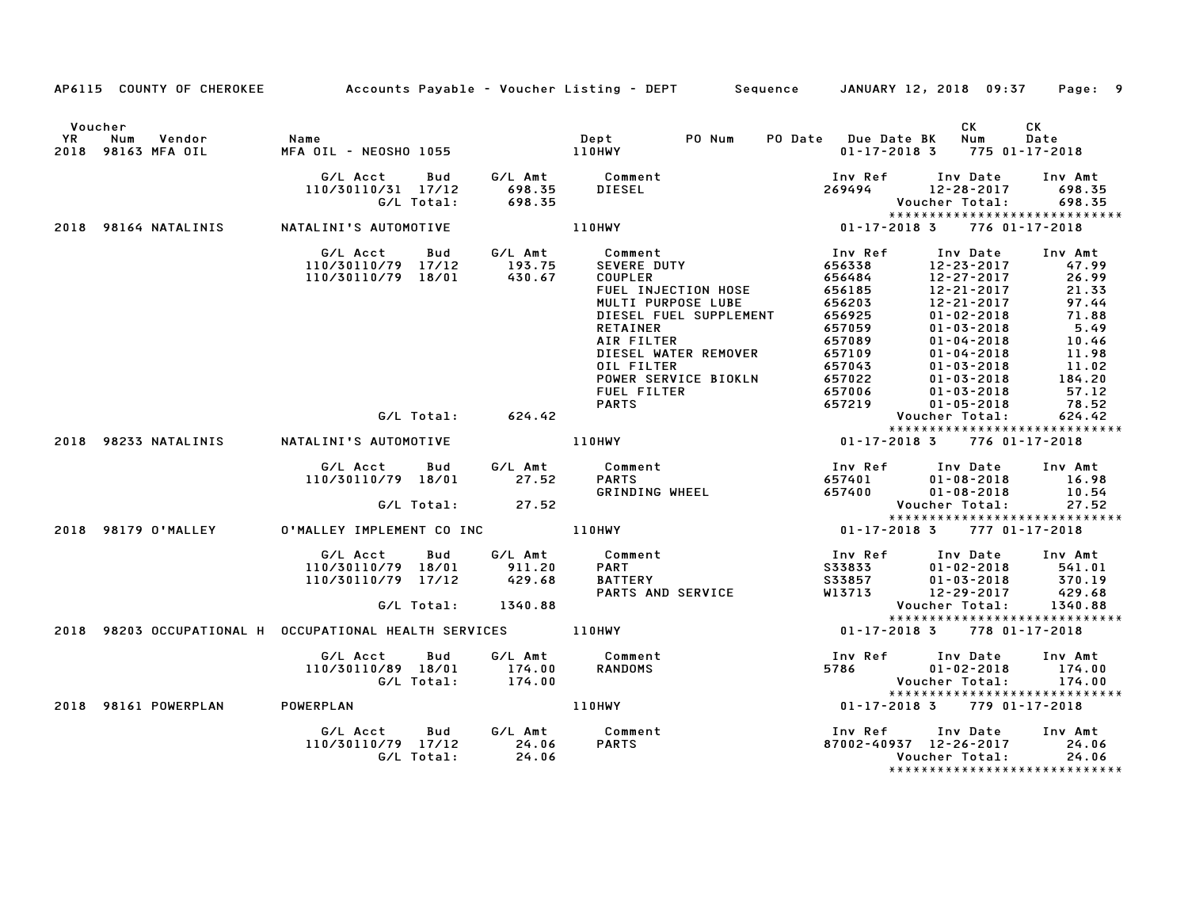AP6115 COUNTY OF CHEROKEE — Accounts Payable - Voucher Listing - DEPT — Sequence — JANUARY 12, 2018 09:37

| Voucher YR | Num | Vendor | Name | Dept | PO Num | PO Date | Due Date | BK | CK Num | CK Date |
|---|---|---|---|---|---|---|---|---|---|---|
| 2018 | 98163 | MFA OIL | MFA OIL - NEOSHO 1055 | 110HWY | | | 01-17-2018 | 3 | 775 | 01-17-2018 |

| G/L Acct | Bud | G/L Amt | Comment | Inv Ref | Inv Date | Inv Amt |
|---|---|---|---|---|---|---|
| 110/30110/31 | 17/12 | 698.35 | DIESEL | 269494 | 12-28-2017 | 698.35 |
| | G/L Total: | 698.35 | | | Voucher Total: | 698.35 |

*****************************

| Voucher YR | Num | Vendor | Name | Dept | PO Num | PO Date | Due Date | BK | CK Num | CK Date |
|---|---|---|---|---|---|---|---|---|---|---|
| 2018 | 98164 | NATALINIS | NATALINI'S AUTOMOTIVE | 110HWY | | | 01-17-2018 | 3 | 776 | 01-17-2018 |

| G/L Acct | Bud | G/L Amt | Comment | Inv Ref | Inv Date | Inv Amt |
|---|---|---|---|---|---|---|
| 110/30110/79 | 17/12 | 193.75 | SEVERE DUTY | 656338 | 12-23-2017 | 47.99 |
| 110/30110/79 | 18/01 | 430.67 | COUPLER | 656484 | 12-27-2017 | 26.99 |
| | | | FUEL INJECTION HOSE | 656185 | 12-21-2017 | 21.33 |
| | | | MULTI PURPOSE LUBE | 656203 | 12-21-2017 | 97.44 |
| | | | DIESEL FUEL SUPPLEMENT | 656925 | 01-02-2018 | 71.88 |
| | | | RETAINER | 657059 | 01-03-2018 | 5.49 |
| | | | AIR FILTER | 657089 | 01-04-2018 | 10.46 |
| | | | DIESEL WATER REMOVER | 657109 | 01-04-2018 | 11.98 |
| | | | OIL FILTER | 657043 | 01-03-2018 | 11.02 |
| | | | POWER SERVICE BIOKLN | 657022 | 01-03-2018 | 184.20 |
| | | | FUEL FILTER | 657006 | 01-03-2018 | 57.12 |
| | | | PARTS | 657219 | 01-05-2018 | 78.52 |
| | G/L Total: | 624.42 | | | Voucher Total: | 624.42 |

*****************************

| Voucher YR | Num | Vendor | Name | Dept | PO Num | PO Date | Due Date | BK | CK Num | CK Date |
|---|---|---|---|---|---|---|---|---|---|---|
| 2018 | 98233 | NATALINIS | NATALINI'S AUTOMOTIVE | 110HWY | | | 01-17-2018 | 3 | 776 | 01-17-2018 |

| G/L Acct | Bud | G/L Amt | Comment | Inv Ref | Inv Date | Inv Amt |
|---|---|---|---|---|---|---|
| 110/30110/79 | 18/01 | 27.52 | PARTS | 657401 | 01-08-2018 | 16.98 |
| | | | GRINDING WHEEL | 657400 | 01-08-2018 | 10.54 |
| | G/L Total: | 27.52 | | | Voucher Total: | 27.52 |

*****************************

| Voucher YR | Num | Vendor | Name | Dept | PO Num | PO Date | Due Date | BK | CK Num | CK Date |
|---|---|---|---|---|---|---|---|---|---|---|
| 2018 | 98179 | O'MALLEY | O'MALLEY IMPLEMENT CO INC | 110HWY | | | 01-17-2018 | 3 | 777 | 01-17-2018 |

| G/L Acct | Bud | G/L Amt | Comment | Inv Ref | Inv Date | Inv Amt |
|---|---|---|---|---|---|---|
| 110/30110/79 | 18/01 | 911.20 | PART | S33833 | 01-02-2018 | 541.01 |
| 110/30110/79 | 17/12 | 429.68 | BATTERY | S33857 | 01-03-2018 | 370.19 |
| | | | PARTS AND SERVICE | W13713 | 12-29-2017 | 429.68 |
| | G/L Total: | 1340.88 | | | Voucher Total: | 1340.88 |

*****************************

| Voucher YR | Num | Vendor | Name | Dept | PO Num | PO Date | Due Date | BK | CK Num | CK Date |
|---|---|---|---|---|---|---|---|---|---|---|
| 2018 | 98203 | OCCUPATIONAL H | OCCUPATIONAL HEALTH SERVICES | 110HWY | | | 01-17-2018 | 3 | 778 | 01-17-2018 |

| G/L Acct | Bud | G/L Amt | Comment | Inv Ref | Inv Date | Inv Amt |
|---|---|---|---|---|---|---|
| 110/30110/89 | 18/01 | 174.00 | RANDOMS | 5786 | 01-02-2018 | 174.00 |
| | G/L Total: | 174.00 | | | Voucher Total: | 174.00 |

*****************************

| Voucher YR | Num | Vendor | Name | Dept | PO Num | PO Date | Due Date | BK | CK Num | CK Date |
|---|---|---|---|---|---|---|---|---|---|---|
| 2018 | 98161 | POWERPLAN | POWERPLAN | 110HWY | | | 01-17-2018 | 3 | 779 | 01-17-2018 |

| G/L Acct | Bud | G/L Amt | Comment | Inv Ref | Inv Date | Inv Amt |
|---|---|---|---|---|---|---|
| 110/30110/79 | 17/12 | 24.06 | PARTS | 87002-40937 | 12-26-2017 | 24.06 |
| | G/L Total: | 24.06 | | | Voucher Total: | 24.06 |

*****************************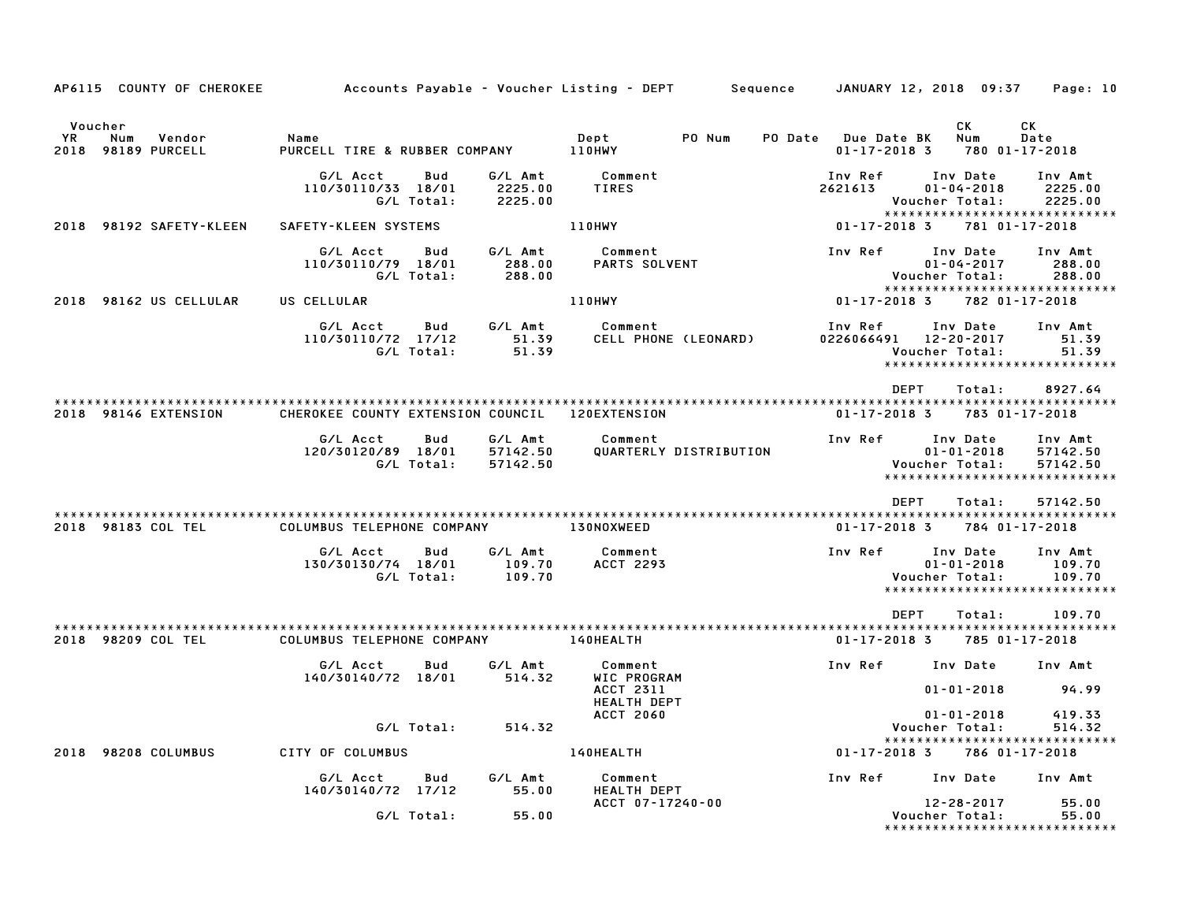AP6115 COUNTY OF CHEROKEE — Accounts Payable - Voucher Listing - DEPT — Sequence — JANUARY 12, 2018 09:37

| Voucher YR | Num | Vendor | Name | Dept | PO Num | PO Date | Due Date | BK | CK Num | CK Date |
|---|---|---|---|---|---|---|---|---|---|---|
| 2018 | 98189 | PURCELL | PURCELL TIRE & RUBBER COMPANY | 110HWY | | | 01-17-2018 | 3 | 780 | 01-17-2018 |

| G/L Acct | Bud | G/L Amt | Comment | Inv Ref | Inv Date | Inv Amt |
|---|---|---|---|---|---|---|
| 110/30110/33 | 18/01 | 2225.00 | TIRES | 2621613 | 01-04-2018 | 2225.00 |
| | G/L Total: | 2225.00 | | | Voucher Total: | 2225.00 |

| Voucher YR | Num | Vendor | Name | Dept | Due Date | BK | CK Num | CK Date |
|---|---|---|---|---|---|---|---|---|
| 2018 | 98192 | SAFETY-KLEEN | SAFETY-KLEEN SYSTEMS | 110HWY | 01-17-2018 | 3 | 781 | 01-17-2018 |

| G/L Acct | Bud | G/L Amt | Comment | Inv Ref | Inv Date | Inv Amt |
|---|---|---|---|---|---|---|
| 110/30110/79 | 18/01 | 288.00 | PARTS SOLVENT | | 01-04-2017 | 288.00 |
| | G/L Total: | 288.00 | | | Voucher Total: | 288.00 |

| Voucher YR | Num | Vendor | Name | Dept | Due Date | BK | CK Num | CK Date |
|---|---|---|---|---|---|---|---|---|
| 2018 | 98162 | US CELLULAR | US CELLULAR | 110HWY | 01-17-2018 | 3 | 782 | 01-17-2018 |

| G/L Acct | Bud | G/L Amt | Comment | Inv Ref | Inv Date | Inv Amt |
|---|---|---|---|---|---|---|
| 110/30110/72 | 17/12 | 51.39 | CELL PHONE (LEONARD) | 0226066491 | 12-20-2017 | 51.39 |
| | G/L Total: | 51.39 | | | Voucher Total: | 51.39 |

DEPT Total: 8927.64

| Voucher YR | Num | Vendor | Name | Dept | Due Date | BK | CK Num | CK Date |
|---|---|---|---|---|---|---|---|---|
| 2018 | 98146 | EXTENSION | CHEROKEE COUNTY EXTENSION COUNCIL | 120EXTENSION | 01-17-2018 | 3 | 783 | 01-17-2018 |

| G/L Acct | Bud | G/L Amt | Comment | Inv Ref | Inv Date | Inv Amt |
|---|---|---|---|---|---|---|
| 120/30120/89 | 18/01 | 57142.50 | QUARTERLY DISTRIBUTION | | 01-01-2018 | 57142.50 |
| | G/L Total: | 57142.50 | | | Voucher Total: | 57142.50 |

DEPT Total: 57142.50

| Voucher YR | Num | Vendor | Name | Dept | Due Date | BK | CK Num | CK Date |
|---|---|---|---|---|---|---|---|---|
| 2018 | 98183 | COL TEL | COLUMBUS TELEPHONE COMPANY | 130NOXWEED | 01-17-2018 | 3 | 784 | 01-17-2018 |

| G/L Acct | Bud | G/L Amt | Comment | Inv Ref | Inv Date | Inv Amt |
|---|---|---|---|---|---|---|
| 130/30130/74 | 18/01 | 109.70 | ACCT 2293 | | 01-01-2018 | 109.70 |
| | G/L Total: | 109.70 | | | Voucher Total: | 109.70 |

DEPT Total: 109.70

| Voucher YR | Num | Vendor | Name | Dept | Due Date | BK | CK Num | CK Date |
|---|---|---|---|---|---|---|---|---|
| 2018 | 98209 | COL TEL | COLUMBUS TELEPHONE COMPANY | 140HEALTH | 01-17-2018 | 3 | 785 | 01-17-2018 |

| G/L Acct | Bud | G/L Amt | Comment | Inv Ref | Inv Date | Inv Amt |
|---|---|---|---|---|---|---|
| 140/30140/72 | 18/01 | 514.32 | WIC PROGRAM | | | |
| | | | ACCT 2311 | | 01-01-2018 | 94.99 |
| | | | HEALTH DEPT | | | |
| | | | ACCT 2060 | | 01-01-2018 | 419.33 |
| | G/L Total: | 514.32 | | | Voucher Total: | 514.32 |

| Voucher YR | Num | Vendor | Name | Dept | Due Date | BK | CK Num | CK Date |
|---|---|---|---|---|---|---|---|---|
| 2018 | 98208 | COLUMBUS | CITY OF COLUMBUS | 140HEALTH | 01-17-2018 | 3 | 786 | 01-17-2018 |

| G/L Acct | Bud | G/L Amt | Comment | Inv Ref | Inv Date | Inv Amt |
|---|---|---|---|---|---|---|
| 140/30140/72 | 17/12 | 55.00 | HEALTH DEPT | | | |
| | | | ACCT 07-17240-00 | | 12-28-2017 | 55.00 |
| | G/L Total: | 55.00 | | | Voucher Total: | 55.00 |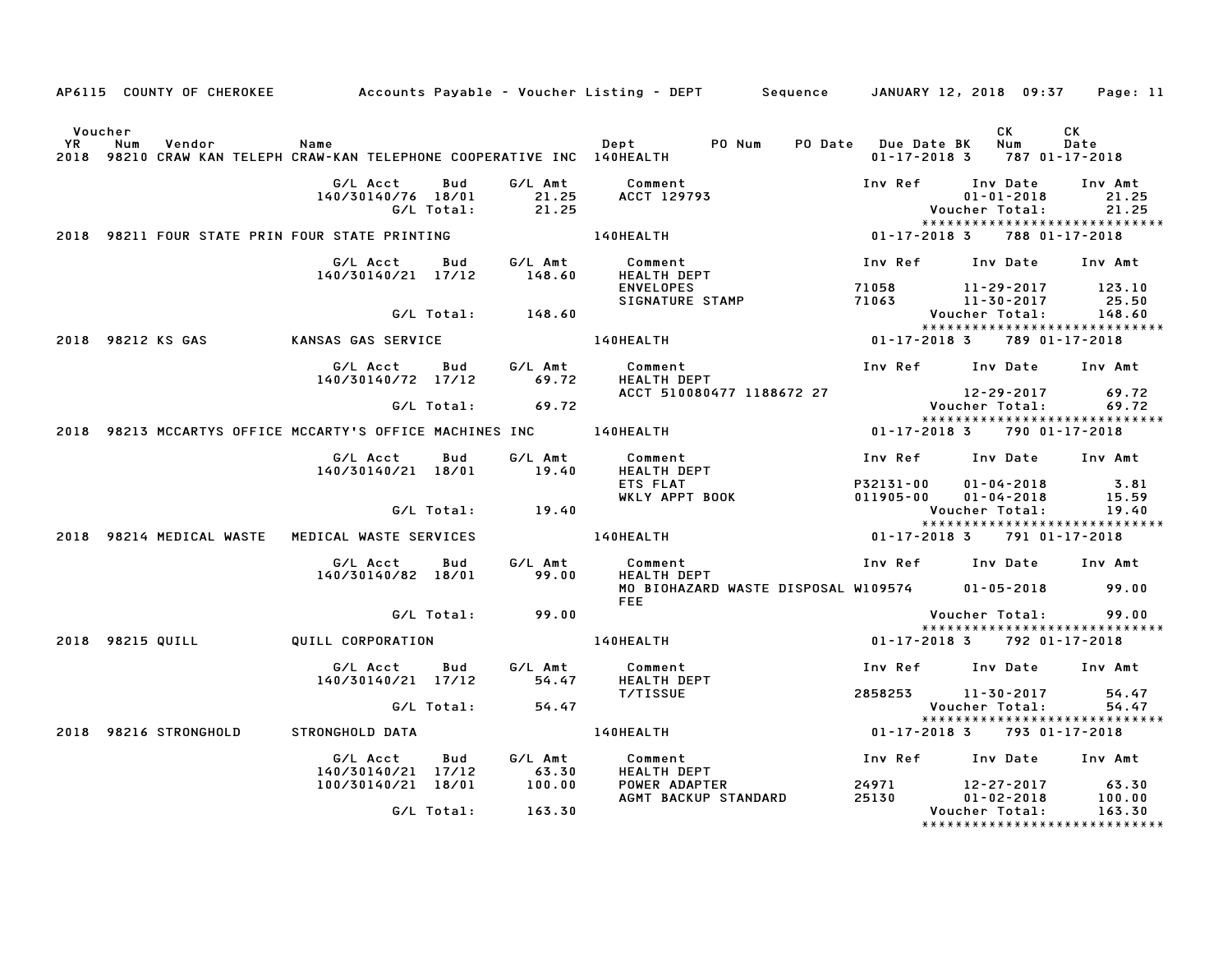AP6115 COUNTY OF CHEROKEE Accounts Payable - Voucher Listing - DEPT Sequence JANUARY 12, 2018 09:37 Page: 11

| Voucher YR | Num | Vendor | Name | Dept | PO Num | PO Date | Due Date | BK | CK Num | CK Date |
|---|---|---|---|---|---|---|---|---|---|---|
| 2018 | 98210 | CRAW KAN TELEPH | CRAW-KAN TELEPHONE COOPERATIVE INC | 140HEALTH | | | 01-17-2018 | 3 | 787 | 01-17-2018 |

| G/L Acct | Bud | G/L Amt | Comment | Inv Ref | Inv Date | Inv Amt |
|---|---|---|---|---|---|---|
| 140/30140/76 | 18/01 | 21.25 | ACCT 129793 | | 01-01-2018 | 21.25 |
| | G/L Total: | 21.25 | | | Voucher Total: | 21.25 |

*****************************

| Voucher YR | Num | Vendor | Name | Dept | PO Num | PO Date | Due Date | BK | CK Num | CK Date |
|---|---|---|---|---|---|---|---|---|---|---|
| 2018 | 98211 | FOUR STATE PRIN | FOUR STATE PRINTING | 140HEALTH | | | 01-17-2018 | 3 | 788 | 01-17-2018 |

| G/L Acct | Bud | G/L Amt | Comment | Inv Ref | Inv Date | Inv Amt |
|---|---|---|---|---|---|---|
| 140/30140/21 | 17/12 | 148.60 | HEALTH DEPT | | | |
| | | | ENVELOPES | 71058 | 11-29-2017 | 123.10 |
| | | | SIGNATURE STAMP | 71063 | 11-30-2017 | 25.50 |
| | G/L Total: | 148.60 | | | Voucher Total: | 148.60 |

*****************************

| Voucher YR | Num | Vendor | Name | Dept | PO Num | PO Date | Due Date | BK | CK Num | CK Date |
|---|---|---|---|---|---|---|---|---|---|---|
| 2018 | 98212 | KS GAS | KANSAS GAS SERVICE | 140HEALTH | | | 01-17-2018 | 3 | 789 | 01-17-2018 |

| G/L Acct | Bud | G/L Amt | Comment | Inv Ref | Inv Date | Inv Amt |
|---|---|---|---|---|---|---|
| 140/30140/72 | 17/12 | 69.72 | HEALTH DEPT | | | |
| | | | ACCT 510080477 1188672 27 | | 12-29-2017 | 69.72 |
| | G/L Total: | 69.72 | | | Voucher Total: | 69.72 |

*****************************

| Voucher YR | Num | Vendor | Name | Dept | PO Num | PO Date | Due Date | BK | CK Num | CK Date |
|---|---|---|---|---|---|---|---|---|---|---|
| 2018 | 98213 | MCCARTYS OFFICE | MCCARTY'S OFFICE MACHINES INC | 140HEALTH | | | 01-17-2018 | 3 | 790 | 01-17-2018 |

| G/L Acct | Bud | G/L Amt | Comment | Inv Ref | Inv Date | Inv Amt |
|---|---|---|---|---|---|---|
| 140/30140/21 | 18/01 | 19.40 | HEALTH DEPT | | | |
| | | | ETS FLAT | P32131-00 | 01-04-2018 | 3.81 |
| | | | WKLY APPT BOOK | 011905-00 | 01-04-2018 | 15.59 |
| | G/L Total: | 19.40 | | | Voucher Total: | 19.40 |

*****************************

| Voucher YR | Num | Vendor | Name | Dept | PO Num | PO Date | Due Date | BK | CK Num | CK Date |
|---|---|---|---|---|---|---|---|---|---|---|
| 2018 | 98214 | MEDICAL WASTE | MEDICAL WASTE SERVICES | 140HEALTH | | | 01-17-2018 | 3 | 791 | 01-17-2018 |

| G/L Acct | Bud | G/L Amt | Comment | Inv Ref | Inv Date | Inv Amt |
|---|---|---|---|---|---|---|
| 140/30140/82 | 18/01 | 99.00 | HEALTH DEPT | | | |
| | | | MO BIOHAZARD WASTE DISPOSAL FEE | W109574 | 01-05-2018 | 99.00 |
| | G/L Total: | 99.00 | | | Voucher Total: | 99.00 |

*****************************

| Voucher YR | Num | Vendor | Name | Dept | PO Num | PO Date | Due Date | BK | CK Num | CK Date |
|---|---|---|---|---|---|---|---|---|---|---|
| 2018 | 98215 | QUILL | QUILL CORPORATION | 140HEALTH | | | 01-17-2018 | 3 | 792 | 01-17-2018 |

| G/L Acct | Bud | G/L Amt | Comment | Inv Ref | Inv Date | Inv Amt |
|---|---|---|---|---|---|---|
| 140/30140/21 | 17/12 | 54.47 | HEALTH DEPT | | | |
| | | | T/TISSUE | 2858253 | 11-30-2017 | 54.47 |
| | G/L Total: | 54.47 | | | Voucher Total: | 54.47 |

*****************************

| Voucher YR | Num | Vendor | Name | Dept | PO Num | PO Date | Due Date | BK | CK Num | CK Date |
|---|---|---|---|---|---|---|---|---|---|---|
| 2018 | 98216 | STRONGHOLD | STRONGHOLD DATA | 140HEALTH | | | 01-17-2018 | 3 | 793 | 01-17-2018 |

| G/L Acct | Bud | G/L Amt | Comment | Inv Ref | Inv Date | Inv Amt |
|---|---|---|---|---|---|---|
| 140/30140/21 | 17/12 | 63.30 | HEALTH DEPT | | | |
| 100/30140/21 | 18/01 | 100.00 | POWER ADAPTER | 24971 | 12-27-2017 | 63.30 |
| | | | AGMT BACKUP STANDARD | 25130 | 01-02-2018 | 100.00 |
| | G/L Total: | 163.30 | | | Voucher Total: | 163.30 |

*****************************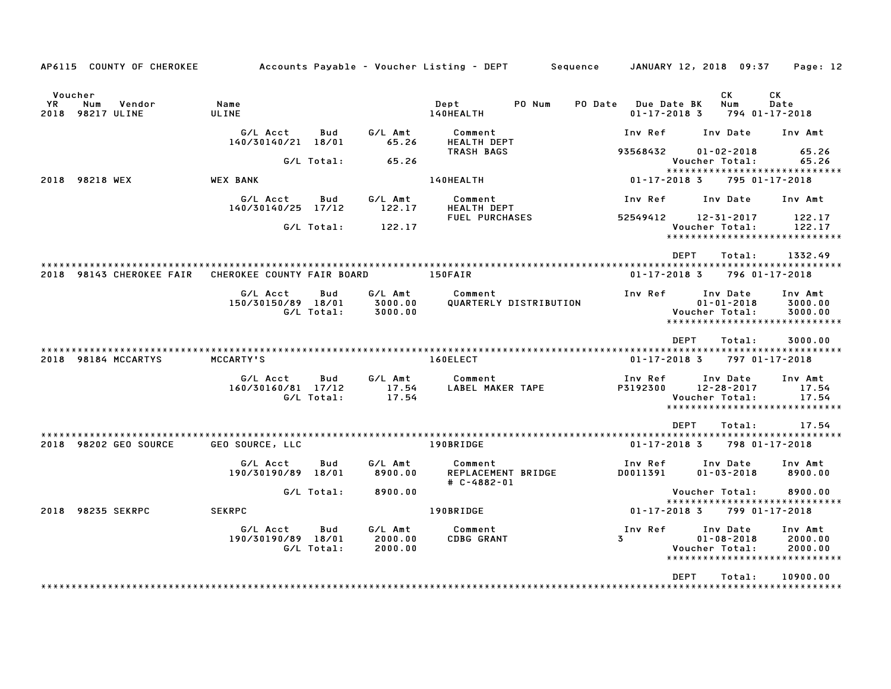AP6115 COUNTY OF CHEROKEE    Accounts Payable - Voucher Listing - DEPT    Sequence    JANUARY 12, 2018 09:37

| Voucher YR | Num | Vendor | Name | Dept | PO Num | PO Date | Due Date BK | CK Num | CK Date |
|---|---|---|---|---|---|---|---|---|---|
| 2018 | 98217 | ULINE | ULINE | 140HEALTH | | | 01-17-2018 3 | 794 | 01-17-2018 |

| G/L Acct | Bud | G/L Amt | Comment | Inv Ref | Inv Date | Inv Amt |
|---|---|---|---|---|---|---|
| 140/30140/21 | 18/01 | 65.26 | HEALTH DEPT TRASH BAGS | 93568432 | 01-02-2018 | 65.26 |
| | G/L Total: | 65.26 | | | Voucher Total: | 65.26 |

****************************

| Voucher YR | Num | Vendor | Name | Dept | PO Num | PO Date | Due Date BK | CK Num | CK Date |
|---|---|---|---|---|---|---|---|---|---|
| 2018 | 98218 | WEX | WEX BANK | 140HEALTH | | | 01-17-2018 3 | 795 | 01-17-2018 |

| G/L Acct | Bud | G/L Amt | Comment | Inv Ref | Inv Date | Inv Amt |
|---|---|---|---|---|---|---|
| 140/30140/25 | 17/12 | 122.17 | HEALTH DEPT FUEL PURCHASES | 52549412 | 12-31-2017 | 122.17 |
| | G/L Total: | 122.17 | | | Voucher Total: | 122.17 |

****************************

DEPT Total: 1332.49

****************************

| Voucher YR | Num | Vendor | Name | Dept | PO Num | PO Date | Due Date BK | CK Num | CK Date |
|---|---|---|---|---|---|---|---|---|---|
| 2018 | 98143 | CHEROKEE FAIR | CHEROKEE COUNTY FAIR BOARD | 150FAIR | | | 01-17-2018 3 | 796 | 01-17-2018 |

| G/L Acct | Bud | G/L Amt | Comment | Inv Ref | Inv Date | Inv Amt |
|---|---|---|---|---|---|---|
| 150/30150/89 | 18/01 | 3000.00 | QUARTERLY DISTRIBUTION | | 01-01-2018 | 3000.00 |
| | G/L Total: | 3000.00 | | | Voucher Total: | 3000.00 |

****************************

DEPT Total: 3000.00

****************************

| Voucher YR | Num | Vendor | Name | Dept | PO Num | PO Date | Due Date BK | CK Num | CK Date |
|---|---|---|---|---|---|---|---|---|---|
| 2018 | 98184 | MCCARTYS | MCCARTY'S | 160ELECT | | | 01-17-2018 3 | 797 | 01-17-2018 |

| G/L Acct | Bud | G/L Amt | Comment | Inv Ref | Inv Date | Inv Amt |
|---|---|---|---|---|---|---|
| 160/30160/81 | 17/12 | 17.54 | LABEL MAKER TAPE | P3192300 | 12-28-2017 | 17.54 |
| | G/L Total: | 17.54 | | | Voucher Total: | 17.54 |

****************************

DEPT Total: 17.54

****************************

| Voucher YR | Num | Vendor | Name | Dept | PO Num | PO Date | Due Date BK | CK Num | CK Date |
|---|---|---|---|---|---|---|---|---|---|
| 2018 | 98202 | GEO SOURCE | GEO SOURCE, LLC | 190BRIDGE | | | 01-17-2018 3 | 798 | 01-17-2018 |

| G/L Acct | Bud | G/L Amt | Comment | Inv Ref | Inv Date | Inv Amt |
|---|---|---|---|---|---|---|
| 190/30190/89 | 18/01 | 8900.00 | REPLACEMENT BRIDGE # C-4882-01 | D0011391 | 01-03-2018 | 8900.00 |
| | G/L Total: | 8900.00 | | | Voucher Total: | 8900.00 |

****************************

| Voucher YR | Num | Vendor | Name | Dept | PO Num | PO Date | Due Date BK | CK Num | CK Date |
|---|---|---|---|---|---|---|---|---|---|
| 2018 | 98235 | SEKRPC | SEKRPC | 190BRIDGE | | | 01-17-2018 3 | 799 | 01-17-2018 |

| G/L Acct | Bud | G/L Amt | Comment | Inv Ref | Inv Date | Inv Amt |
|---|---|---|---|---|---|---|
| 190/30190/89 | 18/01 | 2000.00 | CDBG GRANT | 3 | 01-08-2018 | 2000.00 |
| | G/L Total: | 2000.00 | | | Voucher Total: | 2000.00 |

****************************

DEPT Total: 10900.00

****************************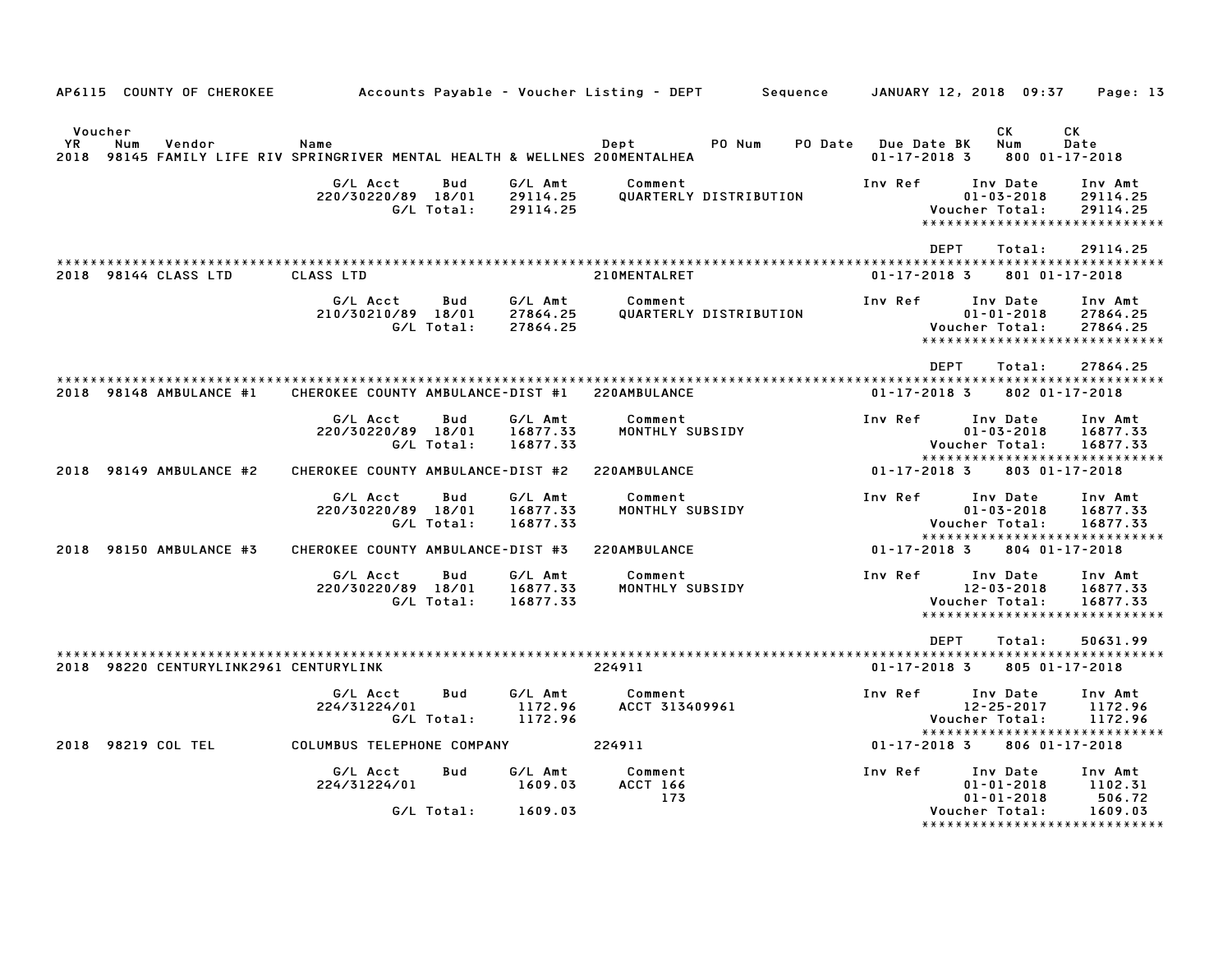AP6115 COUNTY OF CHEROKEE Accounts Payable - Voucher Listing - DEPT Sequence JANUARY 12, 2018 09:37 Page: 13

| Voucher YR | Num | Vendor | Name | Dept | PO Num | PO Date | Due Date | BK | CK Num | CK Date |
|---|---|---|---|---|---|---|---|---|---|---|
| 2018 | 98145 | FAMILY LIFE RIV | SPRINGRIVER MENTAL HEALTH & WELLNES | 200MENTALHEA | | | 01-17-2018 | 3 | 800 | 01-17-2018 |

| G/L Acct | Bud | G/L Amt | Comment | Inv Ref | Inv Date | Inv Amt |
|---|---|---|---|---|---|---|
| 220/30220/89 | 18/01 | 29114.25 | QUARTERLY DISTRIBUTION | | 01-03-2018 | 29114.25 |
| | G/L Total: | 29114.25 | | | Voucher Total: | 29114.25 |

DEPT Total: 29114.25

| Voucher YR | Num | Vendor | Name | Dept | PO Num | PO Date | Due Date | BK | CK Num | CK Date |
|---|---|---|---|---|---|---|---|---|---|---|
| 2018 | 98144 | CLASS LTD | CLASS LTD | 210MENTALRET | | | 01-17-2018 | 3 | 801 | 01-17-2018 |

| G/L Acct | Bud | G/L Amt | Comment | Inv Ref | Inv Date | Inv Amt |
|---|---|---|---|---|---|---|
| 210/30210/89 | 18/01 | 27864.25 | QUARTERLY DISTRIBUTION | | 01-01-2018 | 27864.25 |
| | G/L Total: | 27864.25 | | | Voucher Total: | 27864.25 |

DEPT Total: 27864.25

| Voucher YR | Num | Vendor | Name | Dept | PO Num | PO Date | Due Date | BK | CK Num | CK Date |
|---|---|---|---|---|---|---|---|---|---|---|
| 2018 | 98148 | AMBULANCE #1 | CHEROKEE COUNTY AMBULANCE-DIST #1 | 220AMBULANCE | | | 01-17-2018 | 3 | 802 | 01-17-2018 |

| G/L Acct | Bud | G/L Amt | Comment | Inv Ref | Inv Date | Inv Amt |
|---|---|---|---|---|---|---|
| 220/30220/89 | 18/01 | 16877.33 | MONTHLY SUBSIDY | | 01-03-2018 | 16877.33 |
| | G/L Total: | 16877.33 | | | Voucher Total: | 16877.33 |

| Voucher YR | Num | Vendor | Name | Dept | PO Num | PO Date | Due Date | BK | CK Num | CK Date |
|---|---|---|---|---|---|---|---|---|---|---|
| 2018 | 98149 | AMBULANCE #2 | CHEROKEE COUNTY AMBULANCE-DIST #2 | 220AMBULANCE | | | 01-17-2018 | 3 | 803 | 01-17-2018 |

| G/L Acct | Bud | G/L Amt | Comment | Inv Ref | Inv Date | Inv Amt |
|---|---|---|---|---|---|---|
| 220/30220/89 | 18/01 | 16877.33 | MONTHLY SUBSIDY | | 01-03-2018 | 16877.33 |
| | G/L Total: | 16877.33 | | | Voucher Total: | 16877.33 |

| Voucher YR | Num | Vendor | Name | Dept | PO Num | PO Date | Due Date | BK | CK Num | CK Date |
|---|---|---|---|---|---|---|---|---|---|---|
| 2018 | 98150 | AMBULANCE #3 | CHEROKEE COUNTY AMBULANCE-DIST #3 | 220AMBULANCE | | | 01-17-2018 | 3 | 804 | 01-17-2018 |

| G/L Acct | Bud | G/L Amt | Comment | Inv Ref | Inv Date | Inv Amt |
|---|---|---|---|---|---|---|
| 220/30220/89 | 18/01 | 16877.33 | MONTHLY SUBSIDY | | 12-03-2018 | 16877.33 |
| | G/L Total: | 16877.33 | | | Voucher Total: | 16877.33 |

DEPT Total: 50631.99

| Voucher YR | Num | Vendor | Name | Dept | PO Num | PO Date | Due Date | BK | CK Num | CK Date |
|---|---|---|---|---|---|---|---|---|---|---|
| 2018 | 98220 | CENTURYLINK2961 | CENTURYLINK | 224911 | | | 01-17-2018 | 3 | 805 | 01-17-2018 |

| G/L Acct | Bud | G/L Amt | Comment | Inv Ref | Inv Date | Inv Amt |
|---|---|---|---|---|---|---|
| 224/31224/01 | | 1172.96 | ACCT 313409961 | | 12-25-2017 | 1172.96 |
| | G/L Total: | 1172.96 | | | Voucher Total: | 1172.96 |

| Voucher YR | Num | Vendor | Name | Dept | PO Num | PO Date | Due Date | BK | CK Num | CK Date |
|---|---|---|---|---|---|---|---|---|---|---|
| 2018 | 98219 | COL TEL | COLUMBUS TELEPHONE COMPANY | 224911 | | | 01-17-2018 | 3 | 806 | 01-17-2018 |

| G/L Acct | Bud | G/L Amt | Comment | Inv Ref | Inv Date | Inv Amt |
|---|---|---|---|---|---|---|
| 224/31224/01 | | 1609.03 | ACCT 166 | | 01-01-2018 | 1102.31 |
| | | | 173 | | 01-01-2018 | 506.72 |
| | G/L Total: | 1609.03 | | | Voucher Total: | 1609.03 |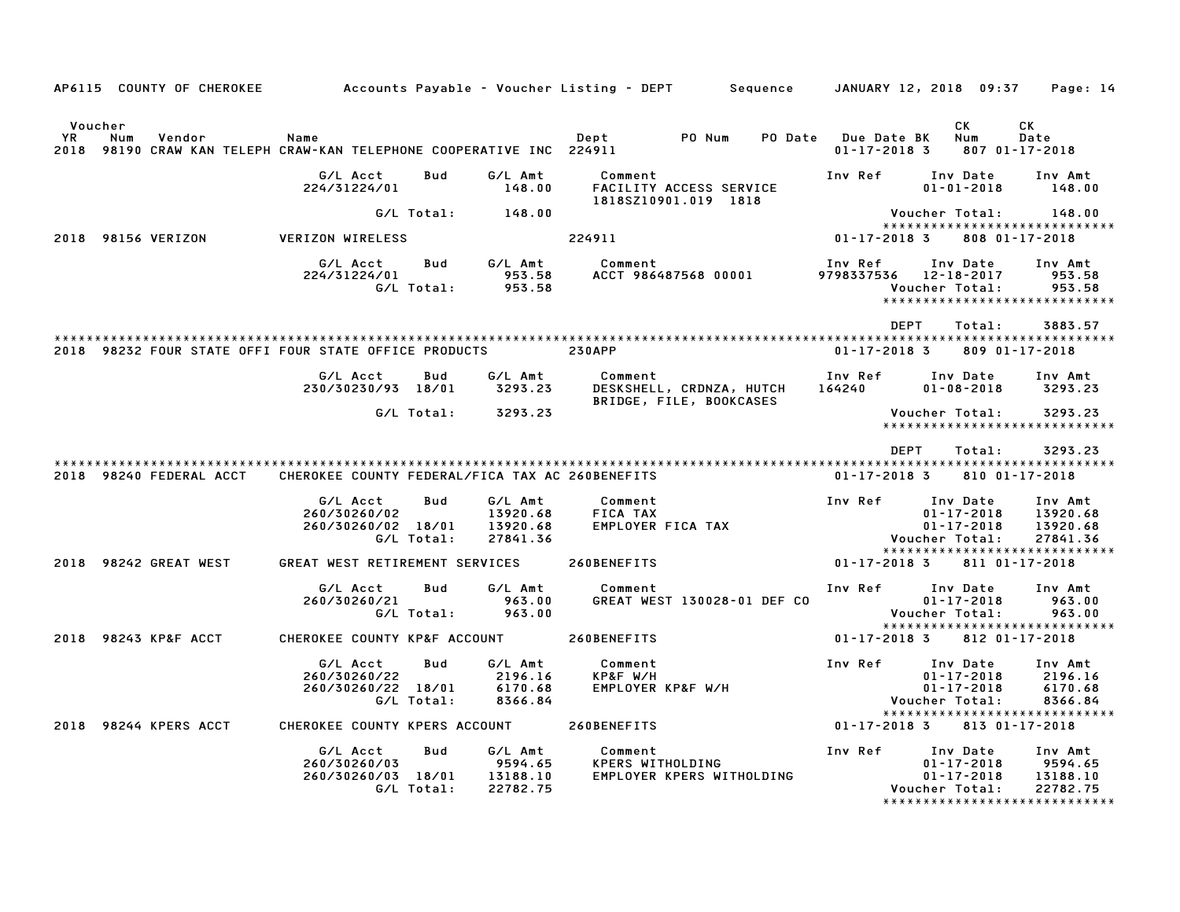AP6115 COUNTY OF CHEROKEE — Accounts Payable - Voucher Listing - DEPT — Sequence — JANUARY 12, 2018 09:37

| Voucher YR | Num | Vendor | Name | Dept | PO Num | PO Date | Due Date | BK | CK Num | CK Date |
|---|---|---|---|---|---|---|---|---|---|---|
| 2018 | 98190 | CRAW KAN TELEPH | CRAW-KAN TELEPHONE COOPERATIVE INC | 224911 | | | 01-17-2018 | 3 | 807 | 01-17-2018 |

| G/L Acct | Bud | G/L Amt | Comment | Inv Ref | Inv Date | Inv Amt |
|---|---|---|---|---|---|---|
| 224/31224/01 | | 148.00 | FACILITY ACCESS SERVICE 1818SZ10901.019 1818 | | 01-01-2018 | 148.00 |
| G/L Total: | | 148.00 | | | Voucher Total: | 148.00 |

*****************************

| Voucher YR | Num | Vendor | Name | Dept | PO Num | PO Date | Due Date | BK | CK Num | CK Date |
|---|---|---|---|---|---|---|---|---|---|---|
| 2018 | 98156 | VERIZON | VERIZON WIRELESS | 224911 | | | 01-17-2018 | 3 | 808 | 01-17-2018 |

| G/L Acct | Bud | G/L Amt | Comment | Inv Ref | Inv Date | Inv Amt |
|---|---|---|---|---|---|---|
| 224/31224/01 | | 953.58 | ACCT 986487568 00001 | 9798337536 | 12-18-2017 | 953.58 |
| G/L Total: | | 953.58 | | | Voucher Total: | 953.58 |

*****************************

DEPT Total: 3883.57

*****************************

| Voucher YR | Num | Vendor | Name | Dept | PO Num | PO Date | Due Date | BK | CK Num | CK Date |
|---|---|---|---|---|---|---|---|---|---|---|
| 2018 | 98232 | FOUR STATE OFFI | FOUR STATE OFFICE PRODUCTS | 230APP | | | 01-17-2018 | 3 | 809 | 01-17-2018 |

| G/L Acct | Bud | G/L Amt | Comment | Inv Ref | Inv Date | Inv Amt |
|---|---|---|---|---|---|---|
| 230/30230/93 | 18/01 | 3293.23 | DESKSHELL, CRDNZA, HUTCH BRIDGE, FILE, BOOKCASES | 164240 | 01-08-2018 | 3293.23 |
| G/L Total: | | 3293.23 | | | Voucher Total: | 3293.23 |

*****************************

DEPT Total: 3293.23

*****************************

| Voucher YR | Num | Vendor | Name | Dept | PO Num | PO Date | Due Date | BK | CK Num | CK Date |
|---|---|---|---|---|---|---|---|---|---|---|
| 2018 | 98240 | FEDERAL ACCT | CHEROKEE COUNTY FEDERAL/FICA TAX AC | 260BENEFITS | | | 01-17-2018 | 3 | 810 | 01-17-2018 |

| G/L Acct | Bud | G/L Amt | Comment | Inv Ref | Inv Date | Inv Amt |
|---|---|---|---|---|---|---|
| 260/30260/02 | | 13920.68 | FICA TAX | | 01-17-2018 | 13920.68 |
| 260/30260/02 | 18/01 | 13920.68 | EMPLOYER FICA TAX | | 01-17-2018 | 13920.68 |
| G/L Total: | | 27841.36 | | | Voucher Total: | 27841.36 |

*****************************

| Voucher YR | Num | Vendor | Name | Dept | PO Num | PO Date | Due Date | BK | CK Num | CK Date |
|---|---|---|---|---|---|---|---|---|---|---|
| 2018 | 98242 | GREAT WEST | GREAT WEST RETIREMENT SERVICES | 260BENEFITS | | | 01-17-2018 | 3 | 811 | 01-17-2018 |

| G/L Acct | Bud | G/L Amt | Comment | Inv Ref | Inv Date | Inv Amt |
|---|---|---|---|---|---|---|
| 260/30260/21 | | 963.00 | GREAT WEST 130028-01 DEF CO | | 01-17-2018 | 963.00 |
| G/L Total: | | 963.00 | | | Voucher Total: | 963.00 |

*****************************

| Voucher YR | Num | Vendor | Name | Dept | PO Num | PO Date | Due Date | BK | CK Num | CK Date |
|---|---|---|---|---|---|---|---|---|---|---|
| 2018 | 98243 | KP&F ACCT | CHEROKEE COUNTY KP&F ACCOUNT | 260BENEFITS | | | 01-17-2018 | 3 | 812 | 01-17-2018 |

| G/L Acct | Bud | G/L Amt | Comment | Inv Ref | Inv Date | Inv Amt |
|---|---|---|---|---|---|---|
| 260/30260/22 | | 2196.16 | KP&F W/H | | 01-17-2018 | 2196.16 |
| 260/30260/22 | 18/01 | 6170.68 | EMPLOYER KP&F W/H | | 01-17-2018 | 6170.68 |
| G/L Total: | | 8366.84 | | | Voucher Total: | 8366.84 |

*****************************

| Voucher YR | Num | Vendor | Name | Dept | PO Num | PO Date | Due Date | BK | CK Num | CK Date |
|---|---|---|---|---|---|---|---|---|---|---|
| 2018 | 98244 | KPERS ACCT | CHEROKEE COUNTY KPERS ACCOUNT | 260BENEFITS | | | 01-17-2018 | 3 | 813 | 01-17-2018 |

| G/L Acct | Bud | G/L Amt | Comment | Inv Ref | Inv Date | Inv Amt |
|---|---|---|---|---|---|---|
| 260/30260/03 | | 9594.65 | KPERS WITHOLDING | | 01-17-2018 | 9594.65 |
| 260/30260/03 | 18/01 | 13188.10 | EMPLOYER KPERS WITHOLDING | | 01-17-2018 | 13188.10 |
| G/L Total: | | 22782.75 | | | Voucher Total: | 22782.75 |

*****************************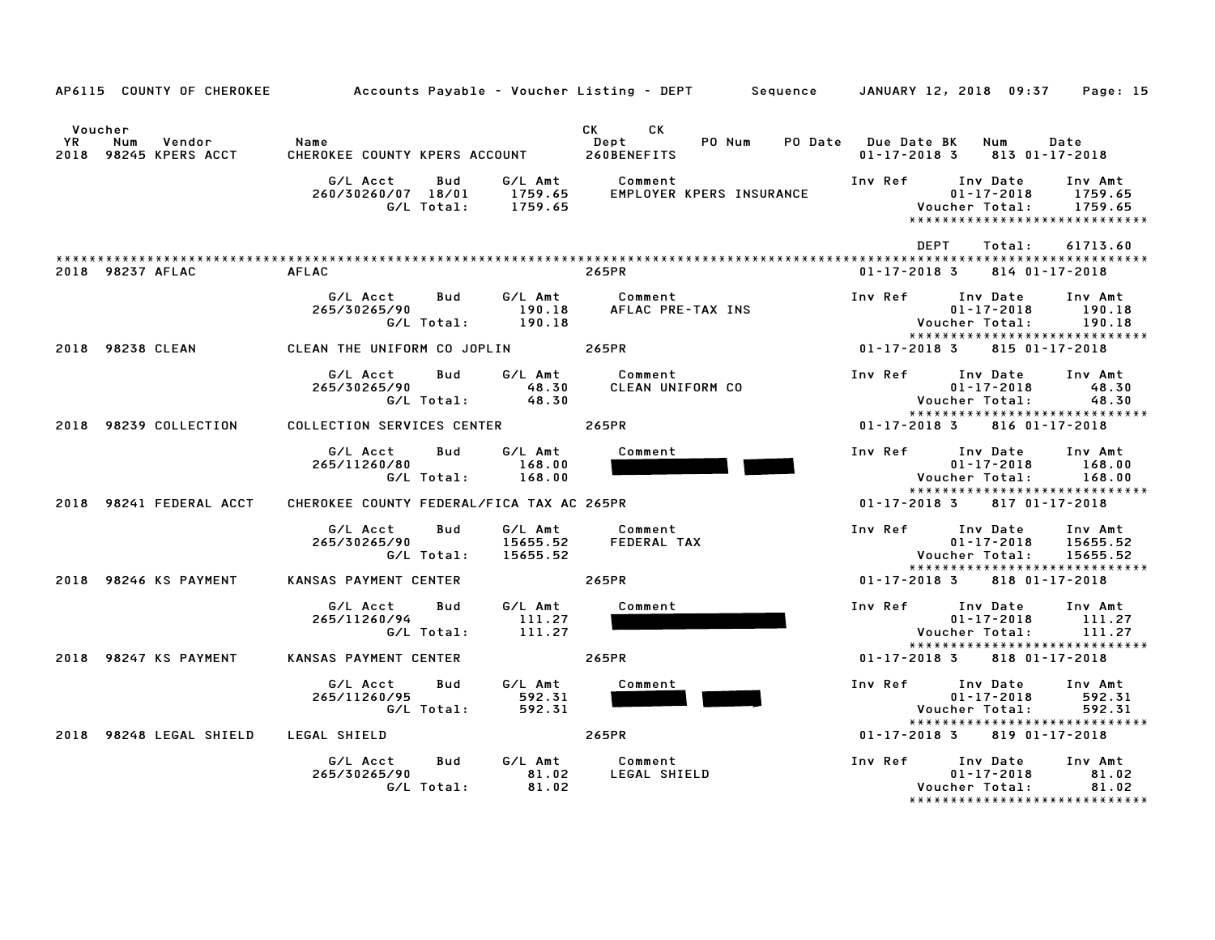AP6115 COUNTY OF CHEROKEE Accounts Payable - Voucher Listing - DEPT Sequence JANUARY 12, 2018 09:37 Page: 15

| Voucher YR | Num | Vendor | Name | CK Dept | CK | PO Num | PO Date | Due Date BK | Num | Date |
|---|---|---|---|---|---|---|---|---|---|---|
| 2018 | 98245 | KPERS ACCT | CHEROKEE COUNTY KPERS ACCOUNT | 260BENEFITS | | | | 01-17-2018 3 | 813 | 01-17-2018 |

| G/L Acct | Bud | G/L Amt | Comment | Inv Ref | Inv Date | Inv Amt |
|---|---|---|---|---|---|---|
| 260/30260/07 | 18/01 | 1759.65 | EMPLOYER KPERS INSURANCE | | 01-17-2018 | 1759.65 |
| | G/L Total: | 1759.65 | | | Voucher Total: | 1759.65 |

******************************

DEPT Total: 61713.60

******************************

| Voucher YR | Num | Vendor | Name | CK Dept | Due Date BK | Num | Date |
|---|---|---|---|---|---|---|---|
| 2018 | 98237 | AFLAC | AFLAC | 265PR | 01-17-2018 3 | 814 | 01-17-2018 |

| G/L Acct | Bud | G/L Amt | Comment | Inv Ref | Inv Date | Inv Amt |
|---|---|---|---|---|---|---|
| 265/30265/90 | | 190.18 | AFLAC PRE-TAX INS | | 01-17-2018 | 190.18 |
| | G/L Total: | 190.18 | | | Voucher Total: | 190.18 |

******************************

| Voucher YR | Num | Vendor | Name | CK Dept | Due Date BK | Num | Date |
|---|---|---|---|---|---|---|---|
| 2018 | 98238 | CLEAN | CLEAN THE UNIFORM CO JOPLIN | 265PR | 01-17-2018 3 | 815 | 01-17-2018 |

| G/L Acct | Bud | G/L Amt | Comment | Inv Ref | Inv Date | Inv Amt |
|---|---|---|---|---|---|---|
| 265/30265/90 | | 48.30 | CLEAN UNIFORM CO | | 01-17-2018 | 48.30 |
| | G/L Total: | 48.30 | | | Voucher Total: | 48.30 |

******************************

| Voucher YR | Num | Vendor | Name | CK Dept | Due Date BK | Num | Date |
|---|---|---|---|---|---|---|---|
| 2018 | 98239 | COLLECTION | COLLECTION SERVICES CENTER | 265PR | 01-17-2018 3 | 816 | 01-17-2018 |

| G/L Acct | Bud | G/L Amt | Comment | Inv Ref | Inv Date | Inv Amt |
|---|---|---|---|---|---|---|
| 265/11260/80 | | 168.00 | [REDACTED] | | 01-17-2018 | 168.00 |
| | G/L Total: | 168.00 | | | Voucher Total: | 168.00 |

******************************

| Voucher YR | Num | Vendor | Name | CK Dept | Due Date BK | Num | Date |
|---|---|---|---|---|---|---|---|
| 2018 | 98241 | FEDERAL ACCT | CHEROKEE COUNTY FEDERAL/FICA TAX AC | 265PR | 01-17-2018 3 | 817 | 01-17-2018 |

| G/L Acct | Bud | G/L Amt | Comment | Inv Ref | Inv Date | Inv Amt |
|---|---|---|---|---|---|---|
| 265/30265/90 | | 15655.52 | FEDERAL TAX | | 01-17-2018 | 15655.52 |
| | G/L Total: | 15655.52 | | | Voucher Total: | 15655.52 |

******************************

| Voucher YR | Num | Vendor | Name | CK Dept | Due Date BK | Num | Date |
|---|---|---|---|---|---|---|---|
| 2018 | 98246 | KS PAYMENT | KANSAS PAYMENT CENTER | 265PR | 01-17-2018 3 | 818 | 01-17-2018 |

| G/L Acct | Bud | G/L Amt | Comment | Inv Ref | Inv Date | Inv Amt |
|---|---|---|---|---|---|---|
| 265/11260/94 | | 111.27 | [REDACTED] | | 01-17-2018 | 111.27 |
| | G/L Total: | 111.27 | | | Voucher Total: | 111.27 |

******************************

| Voucher YR | Num | Vendor | Name | CK Dept | Due Date BK | Num | Date |
|---|---|---|---|---|---|---|---|
| 2018 | 98247 | KS PAYMENT | KANSAS PAYMENT CENTER | 265PR | 01-17-2018 3 | 818 | 01-17-2018 |

| G/L Acct | Bud | G/L Amt | Comment | Inv Ref | Inv Date | Inv Amt |
|---|---|---|---|---|---|---|
| 265/11260/95 | | 592.31 | [REDACTED] | | 01-17-2018 | 592.31 |
| | G/L Total: | 592.31 | | | Voucher Total: | 592.31 |

******************************

| Voucher YR | Num | Vendor | Name | CK Dept | Due Date BK | Num | Date |
|---|---|---|---|---|---|---|---|
| 2018 | 98248 | LEGAL SHIELD | LEGAL SHIELD | 265PR | 01-17-2018 3 | 819 | 01-17-2018 |

| G/L Acct | Bud | G/L Amt | Comment | Inv Ref | Inv Date | Inv Amt |
|---|---|---|---|---|---|---|
| 265/30265/90 | | 81.02 | LEGAL SHIELD | | 01-17-2018 | 81.02 |
| | G/L Total: | 81.02 | | | Voucher Total: | 81.02 |

******************************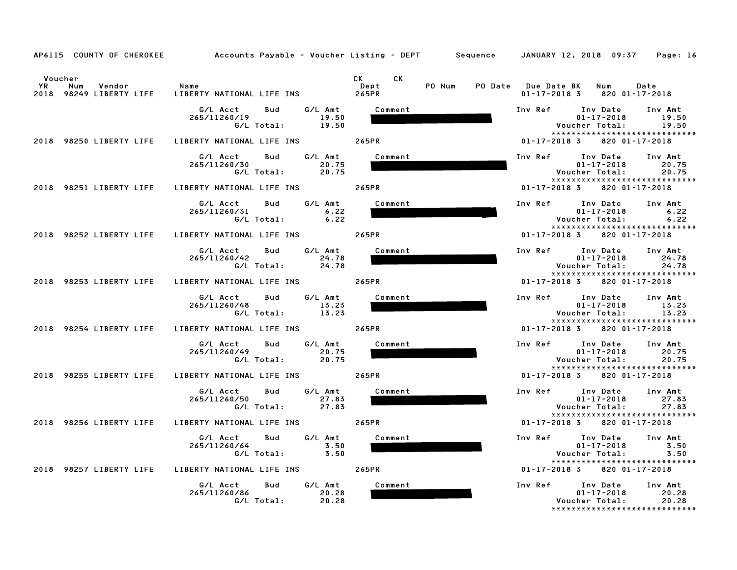AP6115 COUNTY OF CHEROKEE Accounts Payable - Voucher Listing - DEPT Sequence JANUARY 12, 2018 09:37

| Voucher YR | Num | Vendor | Name | CK Dept | CK | PO Num | PO Date | Due Date | BK | Num | Date |
|---|---|---|---|---|---|---|---|---|---|---|---|
| 2018 | 98249 | LIBERTY LIFE | LIBERTY NATIONAL LIFE INS | 265PR | | | | 01-17-2018 | 3 | 820 | 01-17-2018 |

| G/L Acct | Bud | G/L Amt | Comment | Inv Ref | Inv Date | Inv Amt |
|---|---|---|---|---|---|---|
| 265/11260/19 | | 19.50 | | | 01-17-2018 | 19.50 |
| | G/L Total: | 19.50 | | | Voucher Total: | 19.50 |

*****************************

| YR | Num | Vendor | Name | CK Dept | Due Date | BK | Num | Date |
|---|---|---|---|---|---|---|---|---|
| 2018 | 98250 | LIBERTY LIFE | LIBERTY NATIONAL LIFE INS | 265PR | 01-17-2018 | 3 | 820 | 01-17-2018 |

| G/L Acct | Bud | G/L Amt | Comment | Inv Ref | Inv Date | Inv Amt |
|---|---|---|---|---|---|---|
| 265/11260/30 | | 20.75 | | | 01-17-2018 | 20.75 |
| | G/L Total: | 20.75 | | | Voucher Total: | 20.75 |

*****************************

| YR | Num | Vendor | Name | CK Dept | Due Date | BK | Num | Date |
|---|---|---|---|---|---|---|---|---|
| 2018 | 98251 | LIBERTY LIFE | LIBERTY NATIONAL LIFE INS | 265PR | 01-17-2018 | 3 | 820 | 01-17-2018 |

| G/L Acct | Bud | G/L Amt | Comment | Inv Ref | Inv Date | Inv Amt |
|---|---|---|---|---|---|---|
| 265/11260/31 | | 6.22 | | | 01-17-2018 | 6.22 |
| | G/L Total: | 6.22 | | | Voucher Total: | 6.22 |

*****************************

| YR | Num | Vendor | Name | CK Dept | Due Date | BK | Num | Date |
|---|---|---|---|---|---|---|---|---|
| 2018 | 98252 | LIBERTY LIFE | LIBERTY NATIONAL LIFE INS | 265PR | 01-17-2018 | 3 | 820 | 01-17-2018 |

| G/L Acct | Bud | G/L Amt | Comment | Inv Ref | Inv Date | Inv Amt |
|---|---|---|---|---|---|---|
| 265/11260/42 | | 24.78 | | | 01-17-2018 | 24.78 |
| | G/L Total: | 24.78 | | | Voucher Total: | 24.78 |

*****************************

| YR | Num | Vendor | Name | CK Dept | Due Date | BK | Num | Date |
|---|---|---|---|---|---|---|---|---|
| 2018 | 98253 | LIBERTY LIFE | LIBERTY NATIONAL LIFE INS | 265PR | 01-17-2018 | 3 | 820 | 01-17-2018 |

| G/L Acct | Bud | G/L Amt | Comment | Inv Ref | Inv Date | Inv Amt |
|---|---|---|---|---|---|---|
| 265/11260/48 | | 13.23 | | | 01-17-2018 | 13.23 |
| | G/L Total: | 13.23 | | | Voucher Total: | 13.23 |

*****************************

| YR | Num | Vendor | Name | CK Dept | Due Date | BK | Num | Date |
|---|---|---|---|---|---|---|---|---|
| 2018 | 98254 | LIBERTY LIFE | LIBERTY NATIONAL LIFE INS | 265PR | 01-17-2018 | 3 | 820 | 01-17-2018 |

| G/L Acct | Bud | G/L Amt | Comment | Inv Ref | Inv Date | Inv Amt |
|---|---|---|---|---|---|---|
| 265/11260/49 | | 20.75 | | | 01-17-2018 | 20.75 |
| | G/L Total: | 20.75 | | | Voucher Total: | 20.75 |

*****************************

| YR | Num | Vendor | Name | CK Dept | Due Date | BK | Num | Date |
|---|---|---|---|---|---|---|---|---|
| 2018 | 98255 | LIBERTY LIFE | LIBERTY NATIONAL LIFE INS | 265PR | 01-17-2018 | 3 | 820 | 01-17-2018 |

| G/L Acct | Bud | G/L Amt | Comment | Inv Ref | Inv Date | Inv Amt |
|---|---|---|---|---|---|---|
| 265/11260/50 | | 27.83 | | | 01-17-2018 | 27.83 |
| | G/L Total: | 27.83 | | | Voucher Total: | 27.83 |

*****************************

| YR | Num | Vendor | Name | CK Dept | Due Date | BK | Num | Date |
|---|---|---|---|---|---|---|---|---|
| 2018 | 98256 | LIBERTY LIFE | LIBERTY NATIONAL LIFE INS | 265PR | 01-17-2018 | 3 | 820 | 01-17-2018 |

| G/L Acct | Bud | G/L Amt | Comment | Inv Ref | Inv Date | Inv Amt |
|---|---|---|---|---|---|---|
| 265/11260/64 | | 3.50 | | | 01-17-2018 | 3.50 |
| | G/L Total: | 3.50 | | | Voucher Total: | 3.50 |

*****************************

| YR | Num | Vendor | Name | CK Dept | Due Date | BK | Num | Date |
|---|---|---|---|---|---|---|---|---|
| 2018 | 98257 | LIBERTY LIFE | LIBERTY NATIONAL LIFE INS | 265PR | 01-17-2018 | 3 | 820 | 01-17-2018 |

| G/L Acct | Bud | G/L Amt | Comment | Inv Ref | Inv Date | Inv Amt |
|---|---|---|---|---|---|---|
| 265/11260/86 | | 20.28 | | | 01-17-2018 | 20.28 |
| | G/L Total: | 20.28 | | | Voucher Total: | 20.28 |

*****************************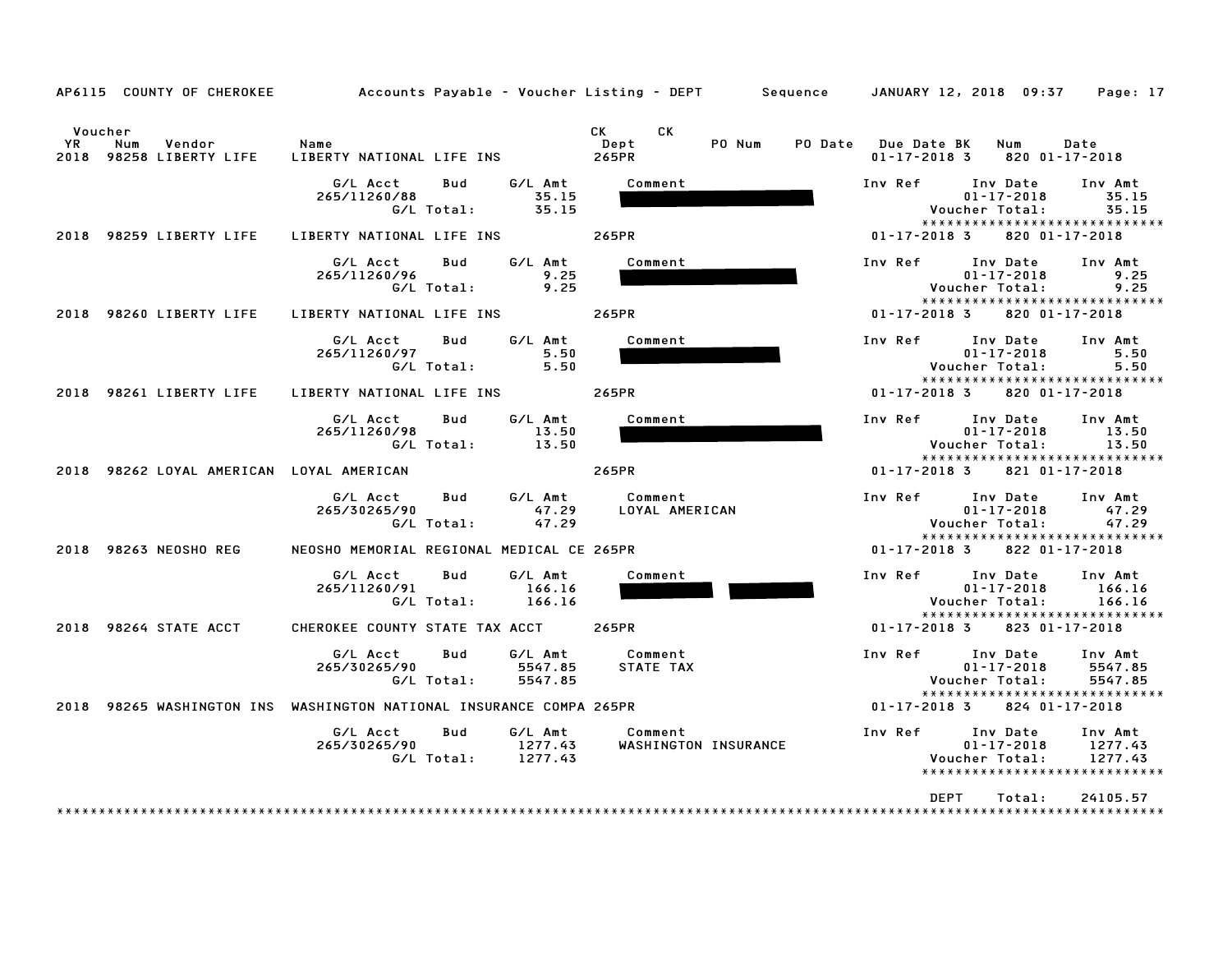AP6115 COUNTY OF CHEROKEE Accounts Payable - Voucher Listing - DEPT Sequence JANUARY 12, 2018 09:37 Page: 17

| Voucher YR | Num | Vendor | Name | CK Dept | CK | PO Num | PO Date | Due Date | BK | Num | Date |
|---|---|---|---|---|---|---|---|---|---|---|---|
| 2018 | 98258 | LIBERTY LIFE | LIBERTY NATIONAL LIFE INS | 265PR | | | | 01-17-2018 | 3 | 820 | 01-17-2018 |

| G/L Acct | Bud | G/L Amt | Comment | Inv Ref | Inv Date | Inv Amt |
|---|---|---|---|---|---|---|
| 265/11260/88 | | 35.15 | | | 01-17-2018 | 35.15 |
| | G/L Total: | 35.15 | | | Voucher Total: | 35.15 |

| 2018 | 98259 | LIBERTY LIFE | LIBERTY NATIONAL LIFE INS | 265PR | | | | 01-17-2018 | 3 | 820 | 01-17-2018 |
|---|---|---|---|---|---|---|---|---|---|---|---|

| G/L Acct | Bud | G/L Amt | Comment | Inv Ref | Inv Date | Inv Amt |
|---|---|---|---|---|---|---|
| 265/11260/96 | | 9.25 | | | 01-17-2018 | 9.25 |
| | G/L Total: | 9.25 | | | Voucher Total: | 9.25 |

| 2018 | 98260 | LIBERTY LIFE | LIBERTY NATIONAL LIFE INS | 265PR | | | | 01-17-2018 | 3 | 820 | 01-17-2018 |
|---|---|---|---|---|---|---|---|---|---|---|---|

| G/L Acct | Bud | G/L Amt | Comment | Inv Ref | Inv Date | Inv Amt |
|---|---|---|---|---|---|---|
| 265/11260/97 | | 5.50 | | | 01-17-2018 | 5.50 |
| | G/L Total: | 5.50 | | | Voucher Total: | 5.50 |

| 2018 | 98261 | LIBERTY LIFE | LIBERTY NATIONAL LIFE INS | 265PR | | | | 01-17-2018 | 3 | 820 | 01-17-2018 |
|---|---|---|---|---|---|---|---|---|---|---|---|

| G/L Acct | Bud | G/L Amt | Comment | Inv Ref | Inv Date | Inv Amt |
|---|---|---|---|---|---|---|
| 265/11260/98 | | 13.50 | | | 01-17-2018 | 13.50 |
| | G/L Total: | 13.50 | | | Voucher Total: | 13.50 |

| 2018 | 98262 | LOYAL AMERICAN | LOYAL AMERICAN | 265PR | | | | 01-17-2018 | 3 | 821 | 01-17-2018 |
|---|---|---|---|---|---|---|---|---|---|---|---|

| G/L Acct | Bud | G/L Amt | Comment | Inv Ref | Inv Date | Inv Amt |
|---|---|---|---|---|---|---|
| 265/30265/90 | | 47.29 | LOYAL AMERICAN | | 01-17-2018 | 47.29 |
| | G/L Total: | 47.29 | | | Voucher Total: | 47.29 |

| 2018 | 98263 | NEOSHO REG | NEOSHO MEMORIAL REGIONAL MEDICAL CE | 265PR | | | | 01-17-2018 | 3 | 822 | 01-17-2018 |
|---|---|---|---|---|---|---|---|---|---|---|---|

| G/L Acct | Bud | G/L Amt | Comment | Inv Ref | Inv Date | Inv Amt |
|---|---|---|---|---|---|---|
| 265/11260/91 | | 166.16 | | | 01-17-2018 | 166.16 |
| | G/L Total: | 166.16 | | | Voucher Total: | 166.16 |

| 2018 | 98264 | STATE ACCT | CHEROKEE COUNTY STATE TAX ACCT | 265PR | | | | 01-17-2018 | 3 | 823 | 01-17-2018 |
|---|---|---|---|---|---|---|---|---|---|---|---|

| G/L Acct | Bud | G/L Amt | Comment | Inv Ref | Inv Date | Inv Amt |
|---|---|---|---|---|---|---|
| 265/30265/90 | | 5547.85 | STATE TAX | | 01-17-2018 | 5547.85 |
| | G/L Total: | 5547.85 | | | Voucher Total: | 5547.85 |

| 2018 | 98265 | WASHINGTON INS | WASHINGTON NATIONAL INSURANCE COMPA | 265PR | | | | 01-17-2018 | 3 | 824 | 01-17-2018 |
|---|---|---|---|---|---|---|---|---|---|---|---|

| G/L Acct | Bud | G/L Amt | Comment | Inv Ref | Inv Date | Inv Amt |
|---|---|---|---|---|---|---|
| 265/30265/90 | | 1277.43 | WASHINGTON INSURANCE | | 01-17-2018 | 1277.43 |
| | G/L Total: | 1277.43 | | | Voucher Total: | 1277.43 |

DEPT Total: 24105.57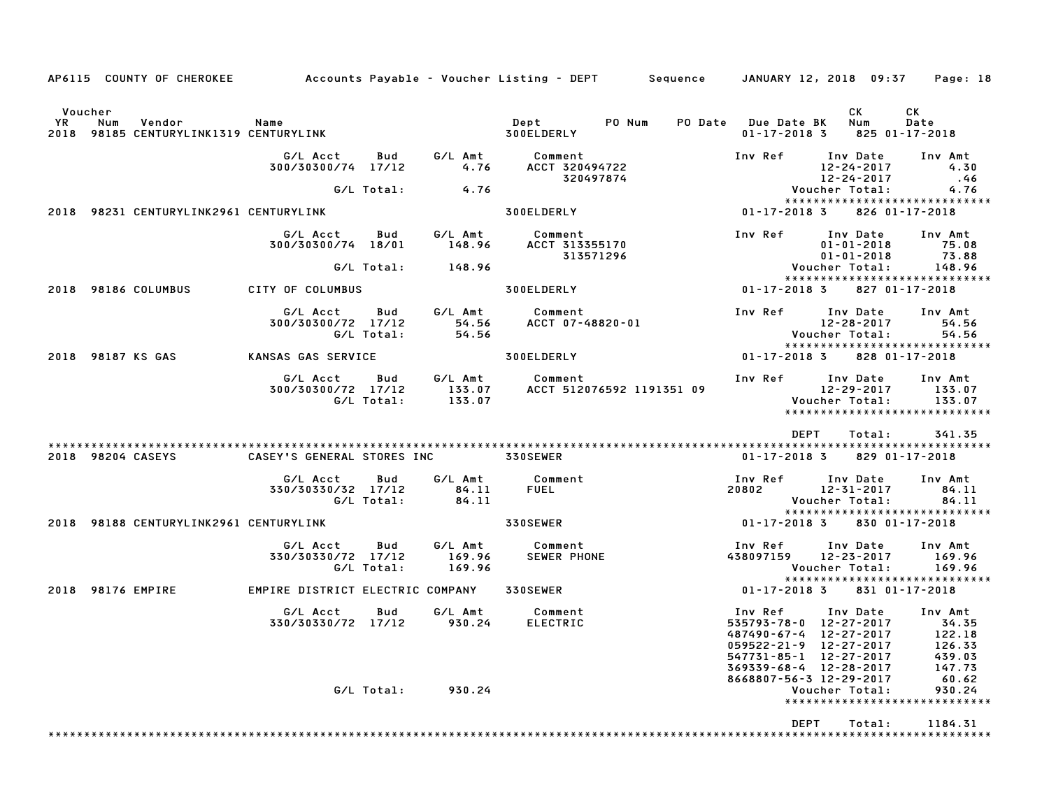AP6115 COUNTY OF CHEROKEE — Accounts Payable - Voucher Listing - DEPT — Sequence — JANUARY 12, 2018 09:37

| YR | Voucher Num | Vendor | Name | Dept | PO Num | PO Date | Due Date | BK | CK Num | CK Date |
|---|---|---|---|---|---|---|---|---|---|---|
| 2018 | 98185 | CENTURYLINK1319 | CENTURYLINK | 300ELDERLY | | | 01-17-2018 | 3 | 825 | 01-17-2018 |

| G/L Acct | Bud | G/L Amt | Comment | Inv Ref | Inv Date | Inv Amt |
|---|---|---|---|---|---|---|
| 300/30300/74 | 17/12 | 4.76 | ACCT 320494722 | | 12-24-2017 | 4.30 |
| | | | 320497874 | | 12-24-2017 | .46 |
| G/L Total: | | 4.76 | | Voucher Total: | | 4.76 |

| YR | Voucher Num | Vendor | Name | Dept | PO Num | PO Date | Due Date | BK | CK Num | CK Date |
|---|---|---|---|---|---|---|---|---|---|---|
| 2018 | 98231 | CENTURYLINK2961 | CENTURYLINK | 300ELDERLY | | | 01-17-2018 | 3 | 826 | 01-17-2018 |

| G/L Acct | Bud | G/L Amt | Comment | Inv Ref | Inv Date | Inv Amt |
|---|---|---|---|---|---|---|
| 300/30300/74 | 18/01 | 148.96 | ACCT 313355170 | | 01-01-2018 | 75.08 |
| | | | 313571296 | | 01-01-2018 | 73.88 |
| G/L Total: | | 148.96 | | Voucher Total: | | 148.96 |

| YR | Voucher Num | Vendor | Name | Dept | PO Num | PO Date | Due Date | BK | CK Num | CK Date |
|---|---|---|---|---|---|---|---|---|---|---|
| 2018 | 98186 | COLUMBUS | CITY OF COLUMBUS | 300ELDERLY | | | 01-17-2018 | 3 | 827 | 01-17-2018 |

| G/L Acct | Bud | G/L Amt | Comment | Inv Ref | Inv Date | Inv Amt |
|---|---|---|---|---|---|---|
| 300/30300/72 | 17/12 | 54.56 | ACCT 07-48820-01 | | 12-28-2017 | 54.56 |
| G/L Total: | | 54.56 | | Voucher Total: | | 54.56 |

| YR | Voucher Num | Vendor | Name | Dept | PO Num | PO Date | Due Date | BK | CK Num | CK Date |
|---|---|---|---|---|---|---|---|---|---|---|
| 2018 | 98187 | KS GAS | KANSAS GAS SERVICE | 300ELDERLY | | | 01-17-2018 | 3 | 828 | 01-17-2018 |

| G/L Acct | Bud | G/L Amt | Comment | Inv Ref | Inv Date | Inv Amt |
|---|---|---|---|---|---|---|
| 300/30300/72 | 17/12 | 133.07 | ACCT 512076592 1191351 09 | | 12-29-2017 | 133.07 |
| G/L Total: | | 133.07 | | Voucher Total: | | 133.07 |

DEPT Total: 341.35

| YR | Voucher Num | Vendor | Name | Dept | PO Num | PO Date | Due Date | BK | CK Num | CK Date |
|---|---|---|---|---|---|---|---|---|---|---|
| 2018 | 98204 | CASEYS | CASEY'S GENERAL STORES INC | 330SEWER | | | 01-17-2018 | 3 | 829 | 01-17-2018 |

| G/L Acct | Bud | G/L Amt | Comment | Inv Ref | Inv Date | Inv Amt |
|---|---|---|---|---|---|---|
| 330/30330/32 | 17/12 | 84.11 | FUEL | 20802 | 12-31-2017 | 84.11 |
| G/L Total: | | 84.11 | | Voucher Total: | | 84.11 |

| YR | Voucher Num | Vendor | Name | Dept | PO Num | PO Date | Due Date | BK | CK Num | CK Date |
|---|---|---|---|---|---|---|---|---|---|---|
| 2018 | 98188 | CENTURYLINK2961 | CENTURYLINK | 330SEWER | | | 01-17-2018 | 3 | 830 | 01-17-2018 |

| G/L Acct | Bud | G/L Amt | Comment | Inv Ref | Inv Date | Inv Amt |
|---|---|---|---|---|---|---|
| 330/30330/72 | 17/12 | 169.96 | SEWER PHONE | 438097159 | 12-23-2017 | 169.96 |
| G/L Total: | | 169.96 | | Voucher Total: | | 169.96 |

| YR | Voucher Num | Vendor | Name | Dept | PO Num | PO Date | Due Date | BK | CK Num | CK Date |
|---|---|---|---|---|---|---|---|---|---|---|
| 2018 | 98176 | EMPIRE | EMPIRE DISTRICT ELECTRIC COMPANY | 330SEWER | | | 01-17-2018 | 3 | 831 | 01-17-2018 |

| G/L Acct | Bud | G/L Amt | Comment | Inv Ref | Inv Date | Inv Amt |
|---|---|---|---|---|---|---|
| 330/30330/72 | 17/12 | 930.24 | ELECTRIC | 535793-78-0 | 12-27-2017 | 34.35 |
| | | | | 487490-67-4 | 12-27-2017 | 122.18 |
| | | | | 059522-21-9 | 12-27-2017 | 126.33 |
| | | | | 547731-85-1 | 12-27-2017 | 439.03 |
| | | | | 369339-68-4 | 12-28-2017 | 147.73 |
| | | | | 8668807-56-3 | 12-29-2017 | 60.62 |
| G/L Total: | | 930.24 | | Voucher Total: | | 930.24 |

DEPT Total: 1184.31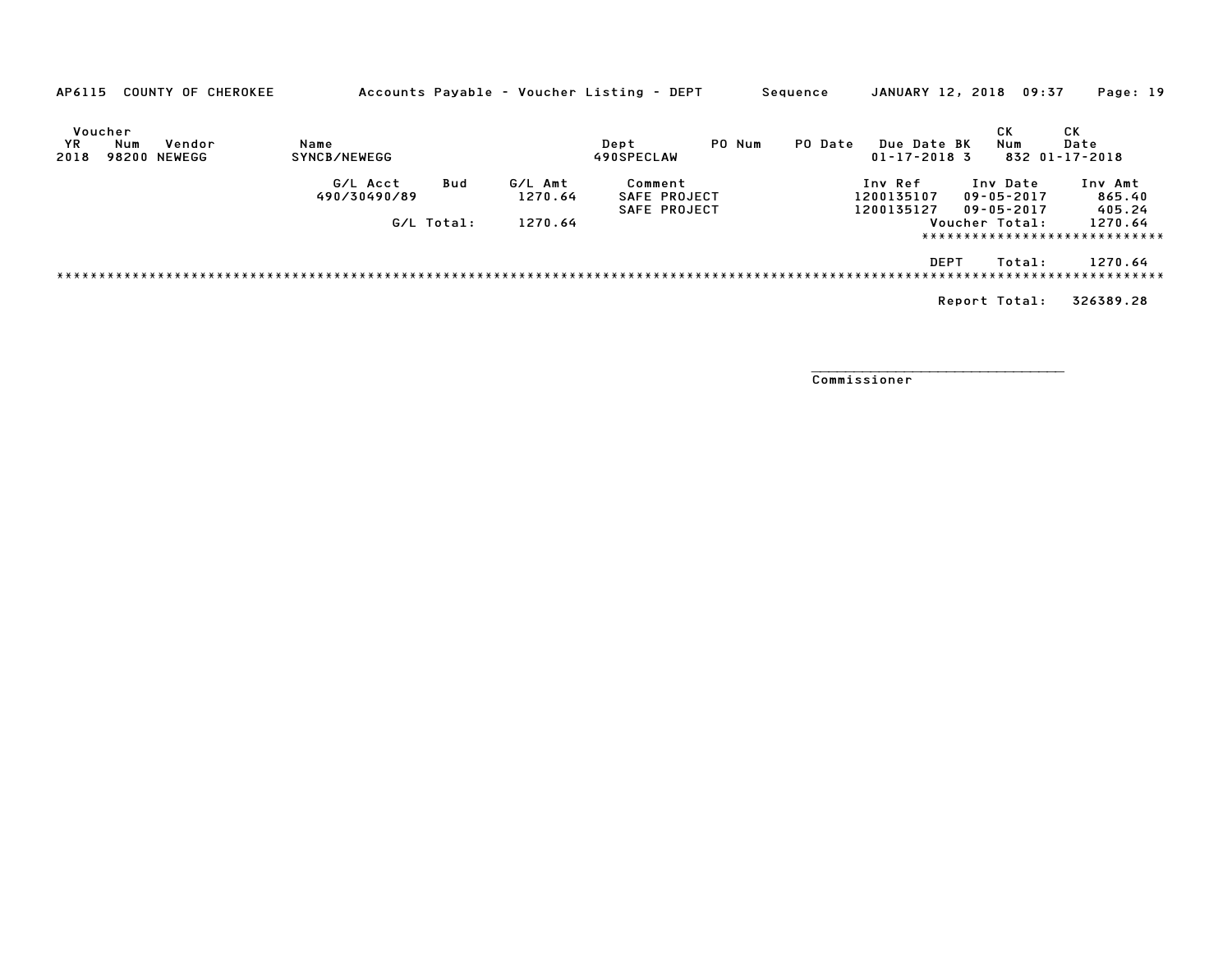AP6115 COUNTY OF CHEROKEE Accounts Payable - Voucher Listing - DEPT Sequence JANUARY 12, 2018 09:37

| Voucher YR | Num | Vendor | Name | Dept | PO Num | PO Date | Due Date | BK | CK Num | CK Date |
|---|---|---|---|---|---|---|---|---|---|---|
| 2018 | 98200 | NEWEGG | SYNCB/NEWEGG | 490SPECLAW | | | 01-17-2018 | 3 | 832 | 01-17-2018 |

| G/L Acct | Bud | G/L Amt | Comment | Inv Ref | Inv Date | Inv Amt |
|---|---|---|---|---|---|---|
| 490/30490/89 | | 1270.64 | SAFE PROJECT | 1200135107 | 09-05-2017 | 865.40 |
| | | | SAFE PROJECT | 1200135127 | 09-05-2017 | 405.24 |
| | G/L Total: | 1270.64 | | | Voucher Total: | 1270.64 |

*****************************

DEPT Total: 1270.64

*****************************************************************************************************************************************

Report Total: 326389.28

_______________________________
Commissioner